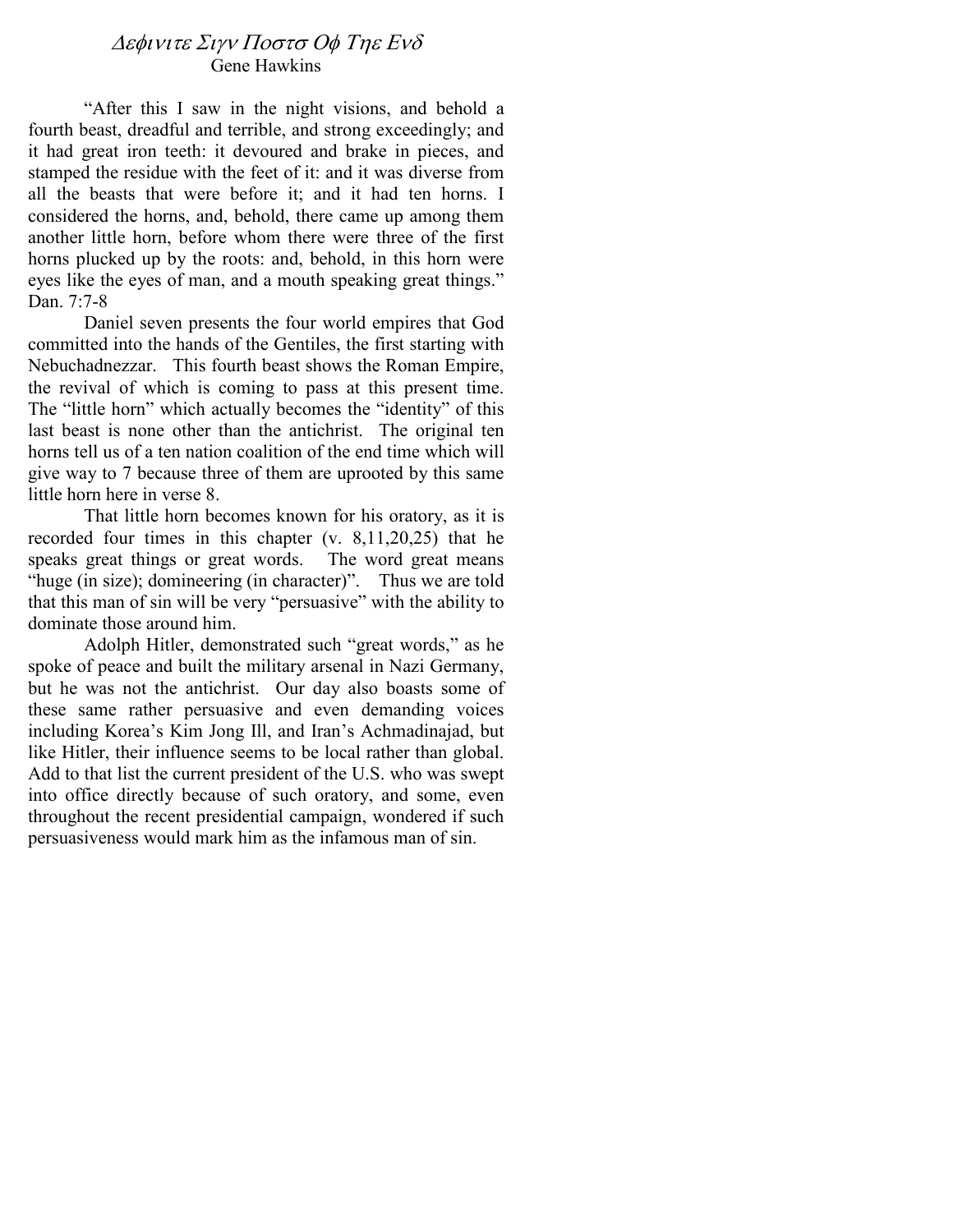# Δεφινιτε Σιγν Ποστσ Οφ Τηε Ενδ

Gene Hawkins

"After this I saw in the night visions, and behold a fourth beast, dreadful and terrible, and strong exceedingly; and it had great iron teeth: it devoured and brake in pieces, and stamped the residue with the feet of it: and it was diverse from all the beasts that were before it; and it had ten horns. I considered the horns, and, behold, there came up among them another little horn, before whom there were three of the first horns plucked up by the roots: and, behold, in this horn were eyes like the eyes of man, and a mouth speaking great things." Dan. 7:7-8

Daniel seven presents the four world empires that God committed into the hands of the Gentiles, the first starting with Nebuchadnezzar. This fourth beast shows the Roman Empire, the revival of which is coming to pass at this present time. The "little horn" which actually becomes the "identity" of this last beast is none other than the antichrist. The original ten horns tell us of a ten nation coalition of the end time which will give way to 7 because three of them are uprooted by this same little horn here in verse 8.

That little horn becomes known for his oratory, as it is recorded four times in this chapter (v. 8,11,20,25) that he speaks great things or great words. The word great means "huge (in size); domineering (in character)". Thus we are told that this man of sin will be very "persuasive" with the ability to dominate those around him.

Adolph Hitler, demonstrated such "great words," as he spoke of peace and built the military arsenal in Nazi Germany, but he was not the antichrist. Our day also boasts some of these same rather persuasive and even demanding voices including Korea's Kim Jong Ill, and Iran's Achmadinajad, but like Hitler, their influence seems to be local rather than global. Add to that list the current president of the U.S. who was swept into office directly because of such oratory, and some, even throughout the recent presidential campaign, wondered if such persuasiveness would mark him as the infamous man of sin.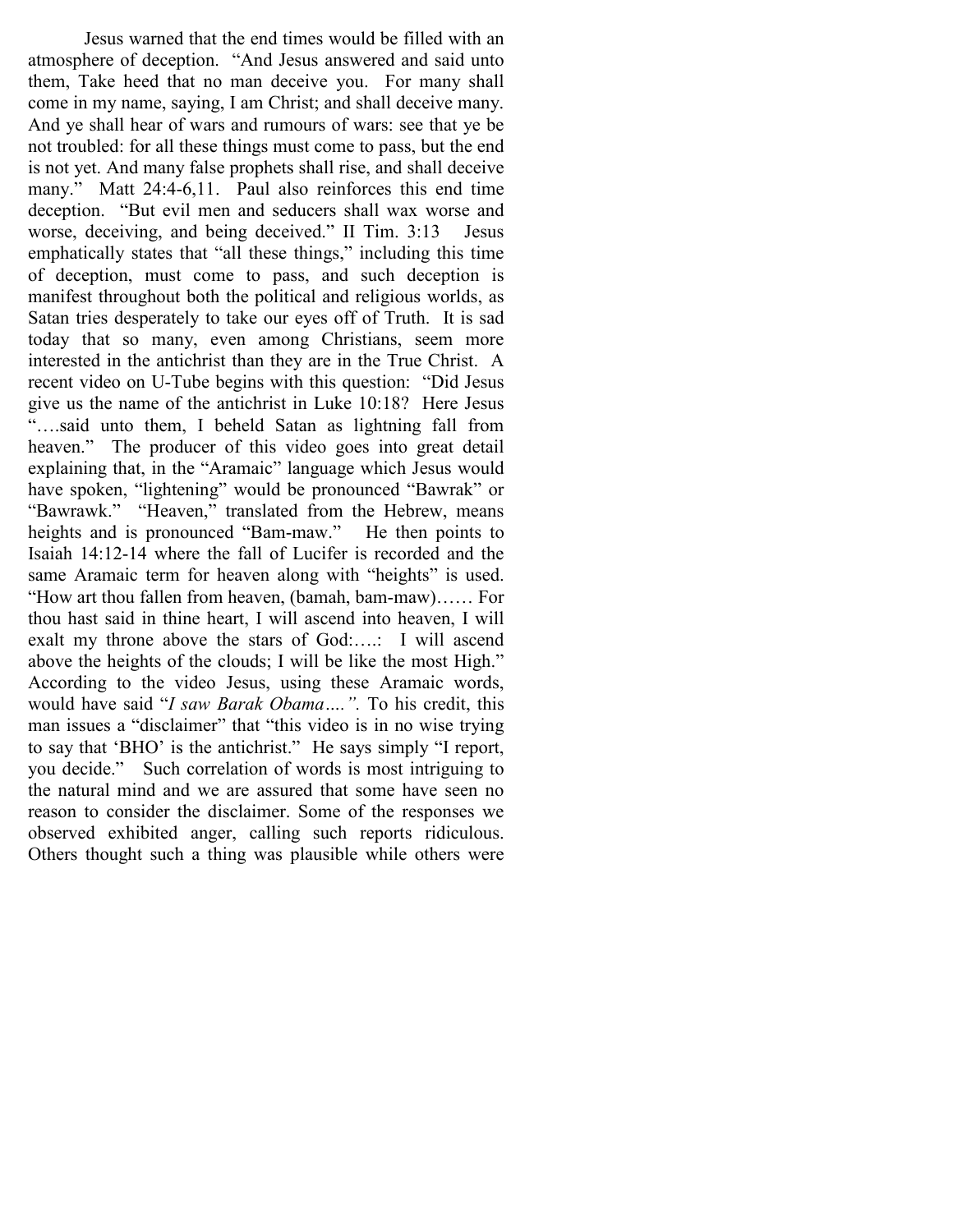Jesus warned that the end times would be filled with an atmosphere of deception. "And Jesus answered and said unto them, Take heed that no man deceive you. For many shall come in my name, saying, I am Christ; and shall deceive many. And ye shall hear of wars and rumours of wars: see that ye be not troubled: for all these things must come to pass, but the end is not yet. And many false prophets shall rise, and shall deceive many." Matt 24:4-6,11. Paul also reinforces this end time deception. "But evil men and seducers shall wax worse and worse, deceiving, and being deceived." II Tim. 3:13 Jesus emphatically states that "all these things," including this time of deception, must come to pass, and such deception is manifest throughout both the political and religious worlds, as Satan tries desperately to take our eyes off of Truth. It is sad today that so many, even among Christians, seem more interested in the antichrist than they are in the True Christ. A recent video on U-Tube begins with this question: "Did Jesus give us the name of the antichrist in Luke 10:18? Here Jesus "….said unto them, I beheld Satan as lightning fall from heaven." The producer of this video goes into great detail explaining that, in the "Aramaic" language which Jesus would have spoken, "lightening" would be pronounced "Bawrak" or "Bawrawk." "Heaven," translated from the Hebrew, means heights and is pronounced "Bam-maw." He then points to Isaiah 14:12-14 where the fall of Lucifer is recorded and the same Aramaic term for heaven along with "heights" is used. "How art thou fallen from heaven, (bamah, bam-maw)…… For thou hast said in thine heart, I will ascend into heaven, I will exalt my throne above the stars of God:….: I will ascend above the heights of the clouds; I will be like the most High." According to the video Jesus, using these Aramaic words, would have said "*I saw Barak Obama….".* To his credit, this man issues a "disclaimer" that "this video is in no wise trying to say that 'BHO' is the antichrist." He says simply "I report, you decide." Such correlation of words is most intriguing to the natural mind and we are assured that some have seen no reason to consider the disclaimer. Some of the responses we observed exhibited anger, calling such reports ridiculous. Others thought such a thing was plausible while others were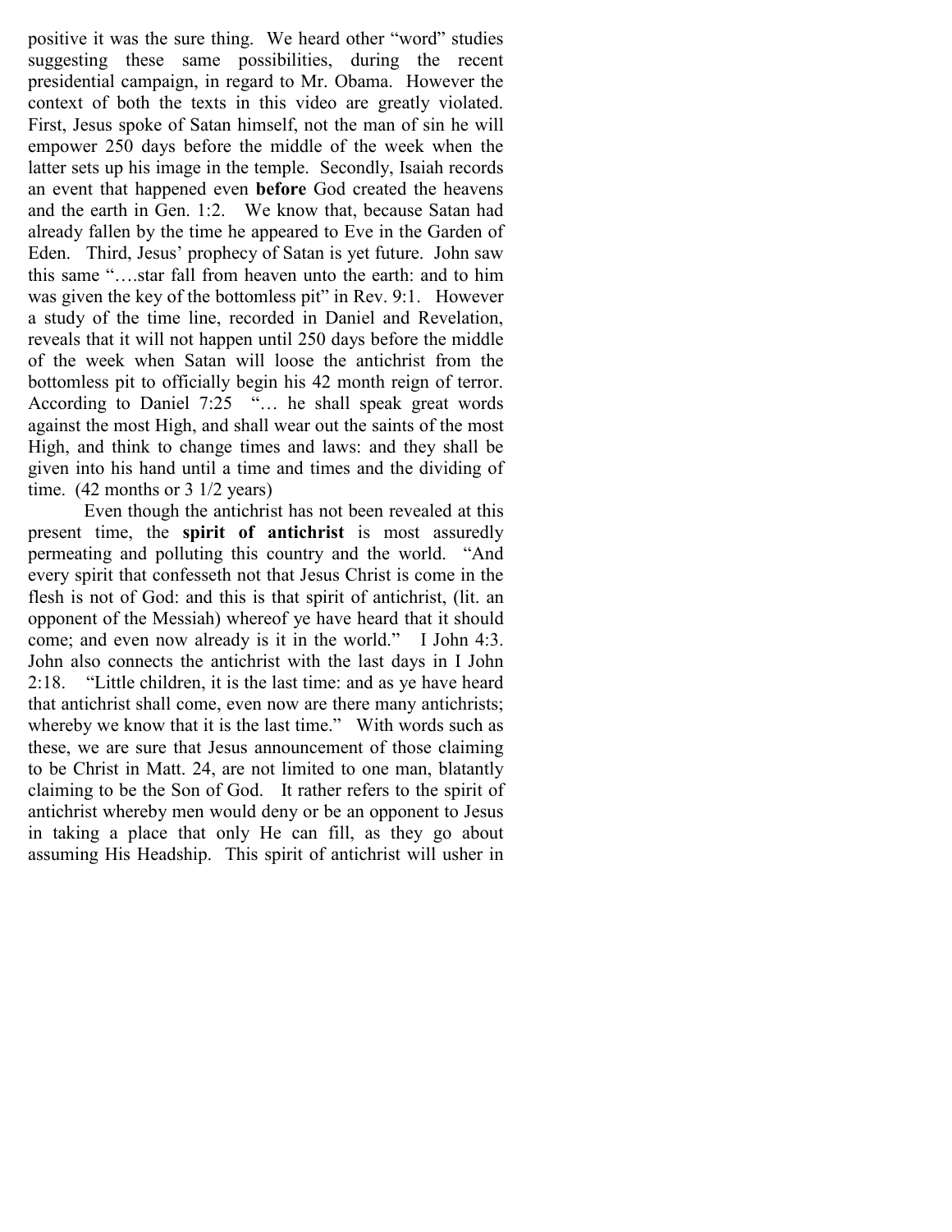positive it was the sure thing. We heard other "word" studies suggesting these same possibilities, during the recent presidential campaign, in regard to Mr. Obama. However the context of both the texts in this video are greatly violated. First, Jesus spoke of Satan himself, not the man of sin he will empower 250 days before the middle of the week when the latter sets up his image in the temple. Secondly, Isaiah records an event that happened even **before** God created the heavens and the earth in Gen. 1:2. We know that, because Satan had already fallen by the time he appeared to Eve in the Garden of Eden. Third, Jesus' prophecy of Satan is yet future. John saw this same "….star fall from heaven unto the earth: and to him was given the key of the bottomless pit" in Rev. 9:1. However a study of the time line, recorded in Daniel and Revelation, reveals that it will not happen until 250 days before the middle of the week when Satan will loose the antichrist from the bottomless pit to officially begin his 42 month reign of terror. According to Daniel 7:25 "… he shall speak great words against the most High, and shall wear out the saints of the most High, and think to change times and laws: and they shall be given into his hand until a time and times and the dividing of time. (42 months or 3 1/2 years)

Even though the antichrist has not been revealed at this present time, the **spirit of antichrist** is most assuredly permeating and polluting this country and the world. "And every spirit that confesseth not that Jesus Christ is come in the flesh is not of God: and this is that spirit of antichrist, (lit. an opponent of the Messiah) whereof ye have heard that it should come; and even now already is it in the world." I John 4:3. John also connects the antichrist with the last days in I John 2:18. "Little children, it is the last time: and as ye have heard that antichrist shall come, even now are there many antichrists; whereby we know that it is the last time." With words such as these, we are sure that Jesus announcement of those claiming to be Christ in Matt. 24, are not limited to one man, blatantly claiming to be the Son of God. It rather refers to the spirit of antichrist whereby men would deny or be an opponent to Jesus in taking a place that only He can fill, as they go about assuming His Headship. This spirit of antichrist will usher in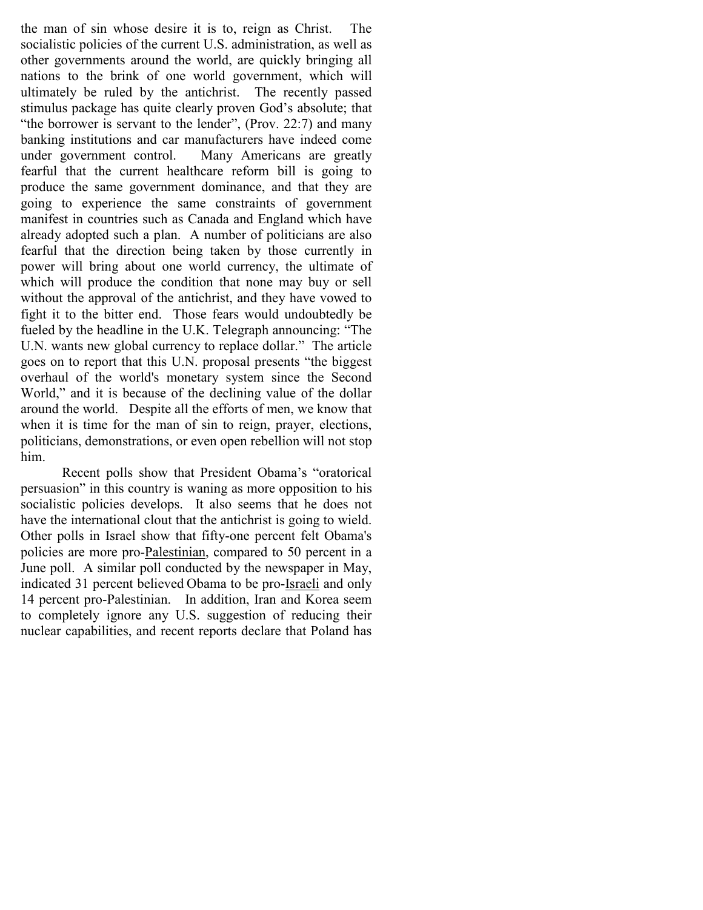the man of sin whose desire it is to, reign as Christ. The socialistic policies of the current U.S. administration, as well as other governments around the world, are quickly bringing all nations to the brink of one world government, which will ultimately be ruled by the antichrist. The recently passed stimulus package has quite clearly proven God's absolute; that "the borrower is servant to the lender", (Prov. 22:7) and many banking institutions and car manufacturers have indeed come under government control. Many Americans are greatly fearful that the current healthcare reform bill is going to produce the same government dominance, and that they are going to experience the same constraints of government manifest in countries such as Canada and England which have already adopted such a plan. A number of politicians are also fearful that the direction being taken by those currently in power will bring about one world currency, the ultimate of which will produce the condition that none may buy or sell without the approval of the antichrist, and they have vowed to fight it to the bitter end. Those fears would undoubtedly be fueled by the headline in the U.K. Telegraph announcing: "The U.N. wants new global currency to replace dollar." The article goes on to report that this U.N. proposal presents "the biggest overhaul of the world's monetary system since the Second World," and it is because of the declining value of the dollar around the world. Despite all the efforts of men, we know that when it is time for the man of sin to reign, prayer, elections, politicians, demonstrations, or even open rebellion will not stop him.

Recent polls show that President Obama's "oratorical persuasion" in this country is waning as more opposition to his socialistic policies develops. It also seems that he does not have the international clout that the antichrist is going to wield. Other polls in Israel show that fifty-one percent felt Obama's policies are more pro-Palestinian, compared to 50 percent in a June poll. A similar poll conducted by the newspaper in May, indicated 31 percent believed Obama to be pro-Israeli and only 14 percent pro-Palestinian. In addition, Iran and Korea seem to completely ignore any U.S. suggestion of reducing their nuclear capabilities, and recent reports declare that Poland has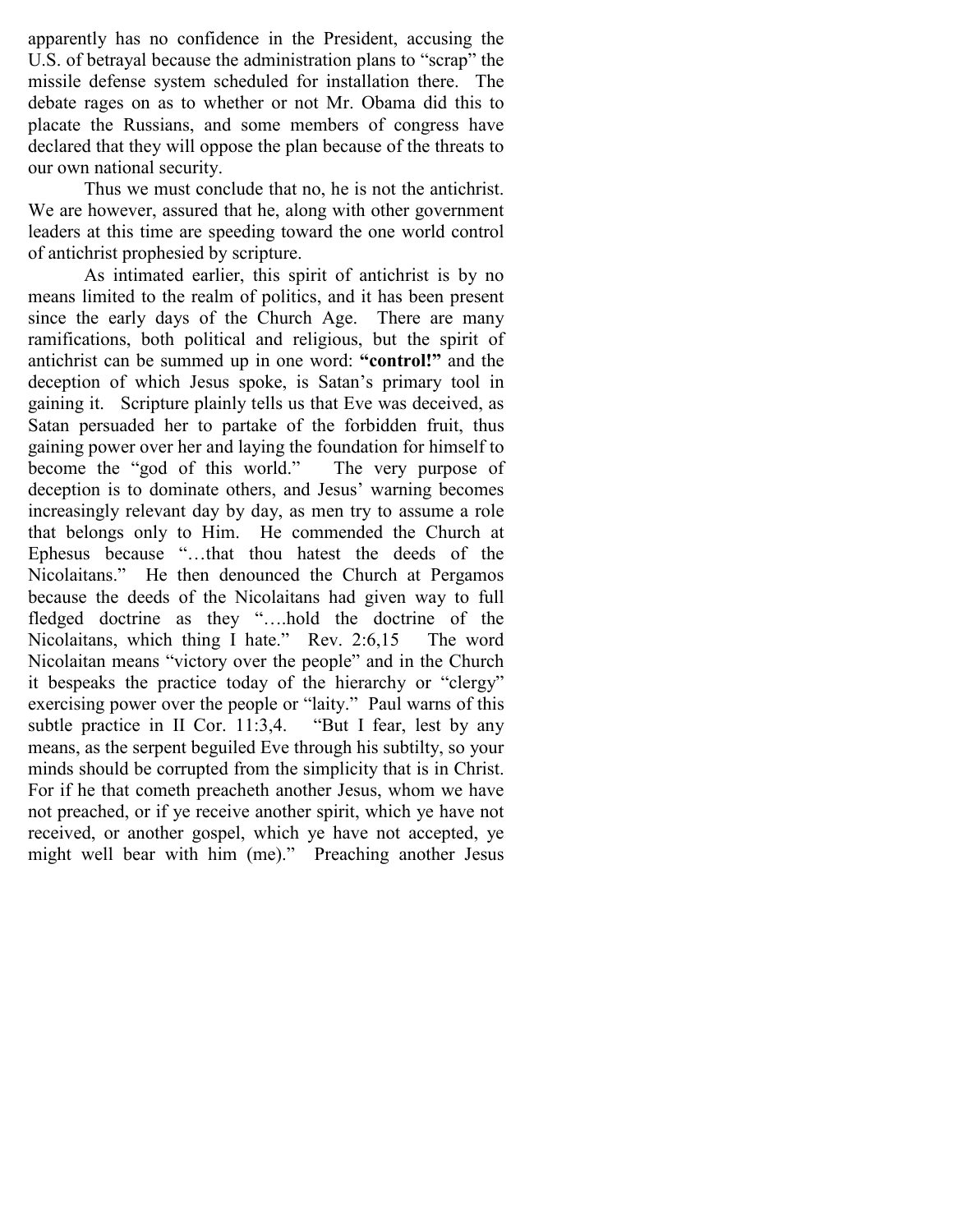apparently has no confidence in the President, accusing the U.S. of betrayal because the administration plans to "scrap" the missile defense system scheduled for installation there. The debate rages on as to whether or not Mr. Obama did this to placate the Russians, and some members of congress have declared that they will oppose the plan because of the threats to our own national security.

Thus we must conclude that no, he is not the antichrist. We are however, assured that he, along with other government leaders at this time are speeding toward the one world control of antichrist prophesied by scripture.

As intimated earlier, this spirit of antichrist is by no means limited to the realm of politics, and it has been present since the early days of the Church Age. There are many ramifications, both political and religious, but the spirit of antichrist can be summed up in one word: **"control!"** and the deception of which Jesus spoke, is Satan's primary tool in gaining it. Scripture plainly tells us that Eve was deceived, as Satan persuaded her to partake of the forbidden fruit, thus gaining power over her and laying the foundation for himself to become the "god of this world." The very purpose of deception is to dominate others, and Jesus' warning becomes increasingly relevant day by day, as men try to assume a role that belongs only to Him. He commended the Church at Ephesus because "…that thou hatest the deeds of the Nicolaitans." He then denounced the Church at Pergamos because the deeds of the Nicolaitans had given way to full fledged doctrine as they "….hold the doctrine of the Nicolaitans, which thing I hate." Rev. 2:6,15 The word Nicolaitan means "victory over the people" and in the Church it bespeaks the practice today of the hierarchy or "clergy" exercising power over the people or "laity." Paul warns of this subtle practice in II Cor. 11:3,4. "But I fear, lest by any means, as the serpent beguiled Eve through his subtilty, so your minds should be corrupted from the simplicity that is in Christ. For if he that cometh preacheth another Jesus, whom we have not preached, or if ye receive another spirit, which ye have not received, or another gospel, which ye have not accepted, ye might well bear with him (me)." Preaching another Jesus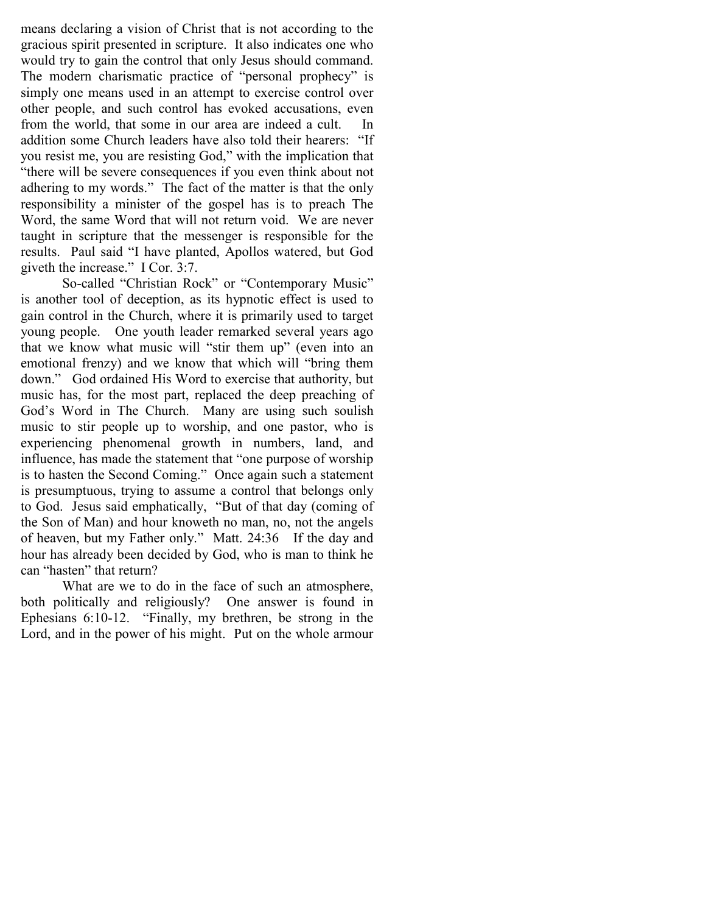means declaring a vision of Christ that is not according to the gracious spirit presented in scripture. It also indicates one who would try to gain the control that only Jesus should command. The modern charismatic practice of "personal prophecy" is simply one means used in an attempt to exercise control over other people, and such control has evoked accusations, even from the world, that some in our area are indeed a cult. In addition some Church leaders have also told their hearers: "If you resist me, you are resisting God," with the implication that "there will be severe consequences if you even think about not adhering to my words." The fact of the matter is that the only responsibility a minister of the gospel has is to preach The Word, the same Word that will not return void. We are never taught in scripture that the messenger is responsible for the results. Paul said "I have planted, Apollos watered, but God giveth the increase." I Cor. 3:7.

So-called "Christian Rock" or "Contemporary Music" is another tool of deception, as its hypnotic effect is used to gain control in the Church, where it is primarily used to target young people. One youth leader remarked several years ago that we know what music will "stir them up" (even into an emotional frenzy) and we know that which will "bring them down." God ordained His Word to exercise that authority, but music has, for the most part, replaced the deep preaching of God's Word in The Church. Many are using such soulish music to stir people up to worship, and one pastor, who is experiencing phenomenal growth in numbers, land, and influence, has made the statement that "one purpose of worship is to hasten the Second Coming." Once again such a statement is presumptuous, trying to assume a control that belongs only to God. Jesus said emphatically, "But of that day (coming of the Son of Man) and hour knoweth no man, no, not the angels of heaven, but my Father only." Matt. 24:36 If the day and hour has already been decided by God, who is man to think he can "hasten" that return?

What are we to do in the face of such an atmosphere, both politically and religiously? One answer is found in Ephesians 6:10-12. "Finally, my brethren, be strong in the Lord, and in the power of his might. Put on the whole armour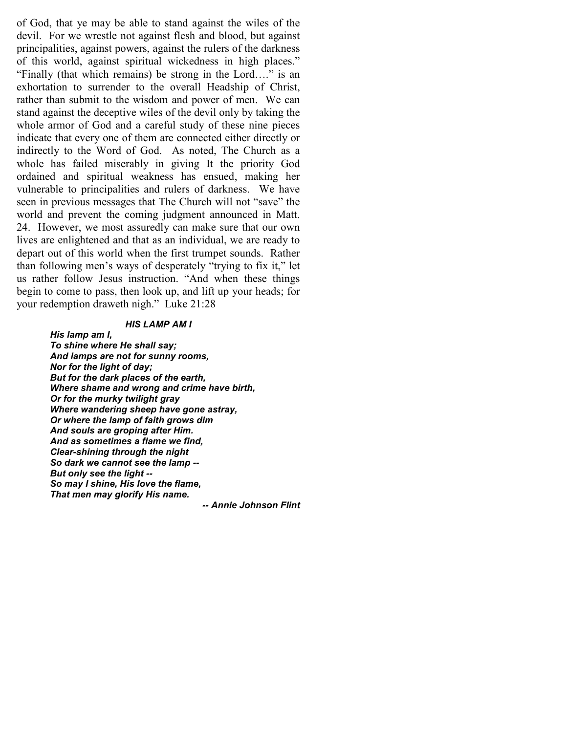of God, that ye may be able to stand against the wiles of the devil. For we wrestle not against flesh and blood, but against principalities, against powers, against the rulers of the darkness of this world, against spiritual wickedness in high places." "Finally (that which remains) be strong in the Lord…." is an exhortation to surrender to the overall Headship of Christ, rather than submit to the wisdom and power of men. We can stand against the deceptive wiles of the devil only by taking the whole armor of God and a careful study of these nine pieces indicate that every one of them are connected either directly or indirectly to the Word of God. As noted, The Church as a whole has failed miserably in giving It the priority God ordained and spiritual weakness has ensued, making her vulnerable to principalities and rulers of darkness. We have seen in previous messages that The Church will not "save" the world and prevent the coming judgment announced in Matt. 24. However, we most assuredly can make sure that our own lives are enlightened and that as an individual, we are ready to depart out of this world when the first trumpet sounds. Rather than following men's ways of desperately "trying to fix it," let us rather follow Jesus instruction. "And when these things begin to come to pass, then look up, and lift up your heads; for your redemption draweth nigh." Luke 21:28

***HIS LAMP AM I***

***His lamp am I,***
***To shine where He shall say;***
***And lamps are not for sunny rooms,***
***Nor for the light of day;***
***But for the dark places of the earth,***
***Where shame and wrong and crime have birth,***
***Or for the murky twilight gray***
***Where wandering sheep have gone astray,***
***Or where the lamp of faith grows dim***
***And souls are groping after Him.***
***And as sometimes a flame we find,***
***Clear-shining through the night***
***So dark we cannot see the lamp --***
***But only see the light --***
***So may I shine, His love the flame,***
***That men may glorify His name.***

***-- Annie Johnson Flint***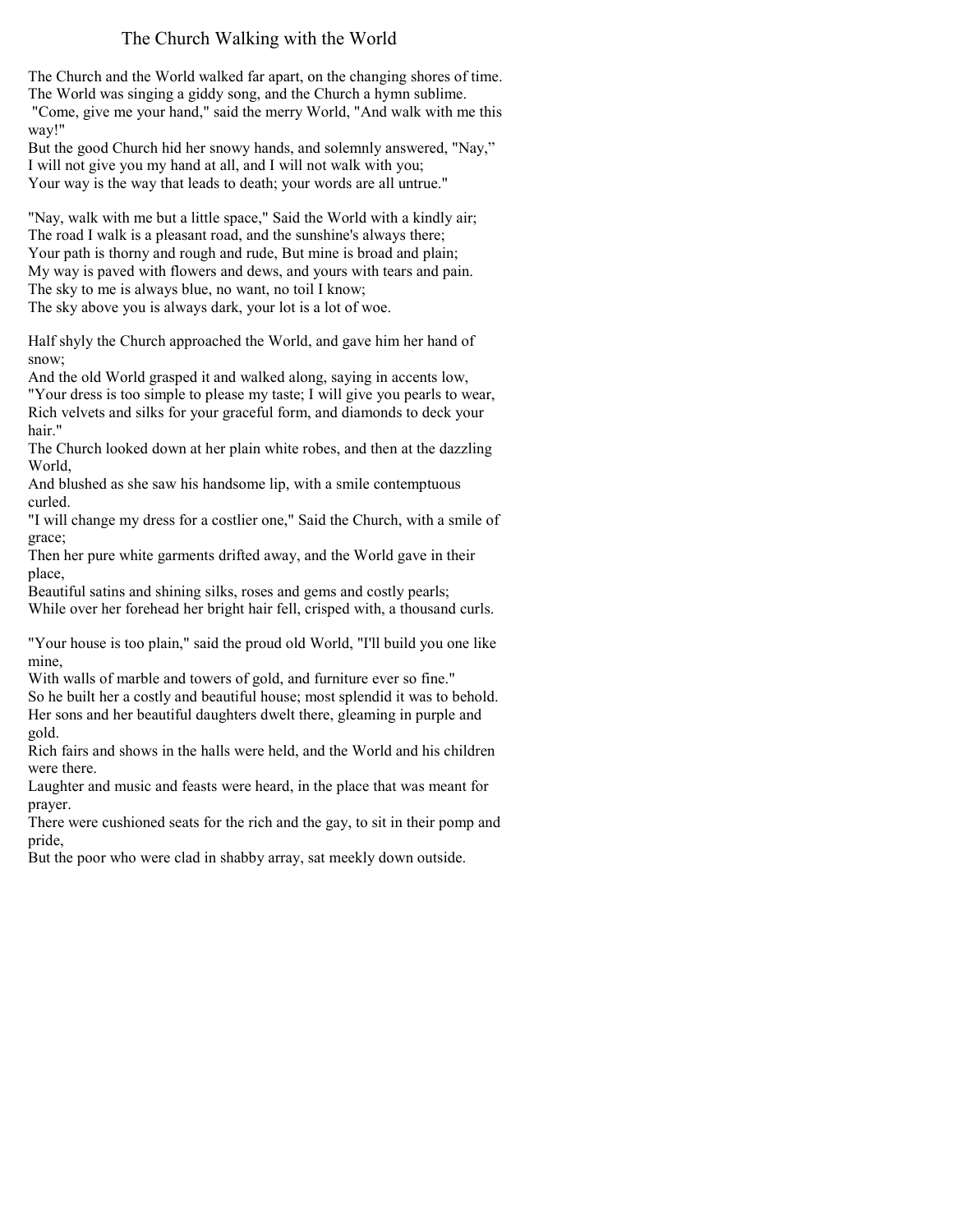## The Church Walking with the World

The Church and the World walked far apart, on the changing shores of time.
The World was singing a giddy song, and the Church a hymn sublime.
"Come, give me your hand," said the merry World, "And walk with me this way!"
But the good Church hid her snowy hands, and solemnly answered, "Nay,"
I will not give you my hand at all, and I will not walk with you;
Your way is the way that leads to death; your words are all untrue."

"Nay, walk with me but a little space," Said the World with a kindly air;
The road I walk is a pleasant road, and the sunshine's always there;
Your path is thorny and rough and rude, But mine is broad and plain;
My way is paved with flowers and dews, and yours with tears and pain.
The sky to me is always blue, no want, no toil I know;
The sky above you is always dark, your lot is a lot of woe.

Half shyly the Church approached the World, and gave him her hand of snow;
And the old World grasped it and walked along, saying in accents low,
"Your dress is too simple to please my taste; I will give you pearls to wear,
Rich velvets and silks for your graceful form, and diamonds to deck your hair."
The Church looked down at her plain white robes, and then at the dazzling World,
And blushed as she saw his handsome lip, with a smile contemptuous curled.
"I will change my dress for a costlier one," Said the Church, with a smile of grace;
Then her pure white garments drifted away, and the World gave in their place,
Beautiful satins and shining silks, roses and gems and costly pearls;
While over her forehead her bright hair fell, crisped with, a thousand curls.

"Your house is too plain," said the proud old World, "I'll build you one like mine,
With walls of marble and towers of gold, and furniture ever so fine."
So he built her a costly and beautiful house; most splendid it was to behold.
Her sons and her beautiful daughters dwelt there, gleaming in purple and gold.
Rich fairs and shows in the halls were held, and the World and his children were there.
Laughter and music and feasts were heard, in the place that was meant for prayer.
There were cushioned seats for the rich and the gay, to sit in their pomp and pride,
But the poor who were clad in shabby array, sat meekly down outside.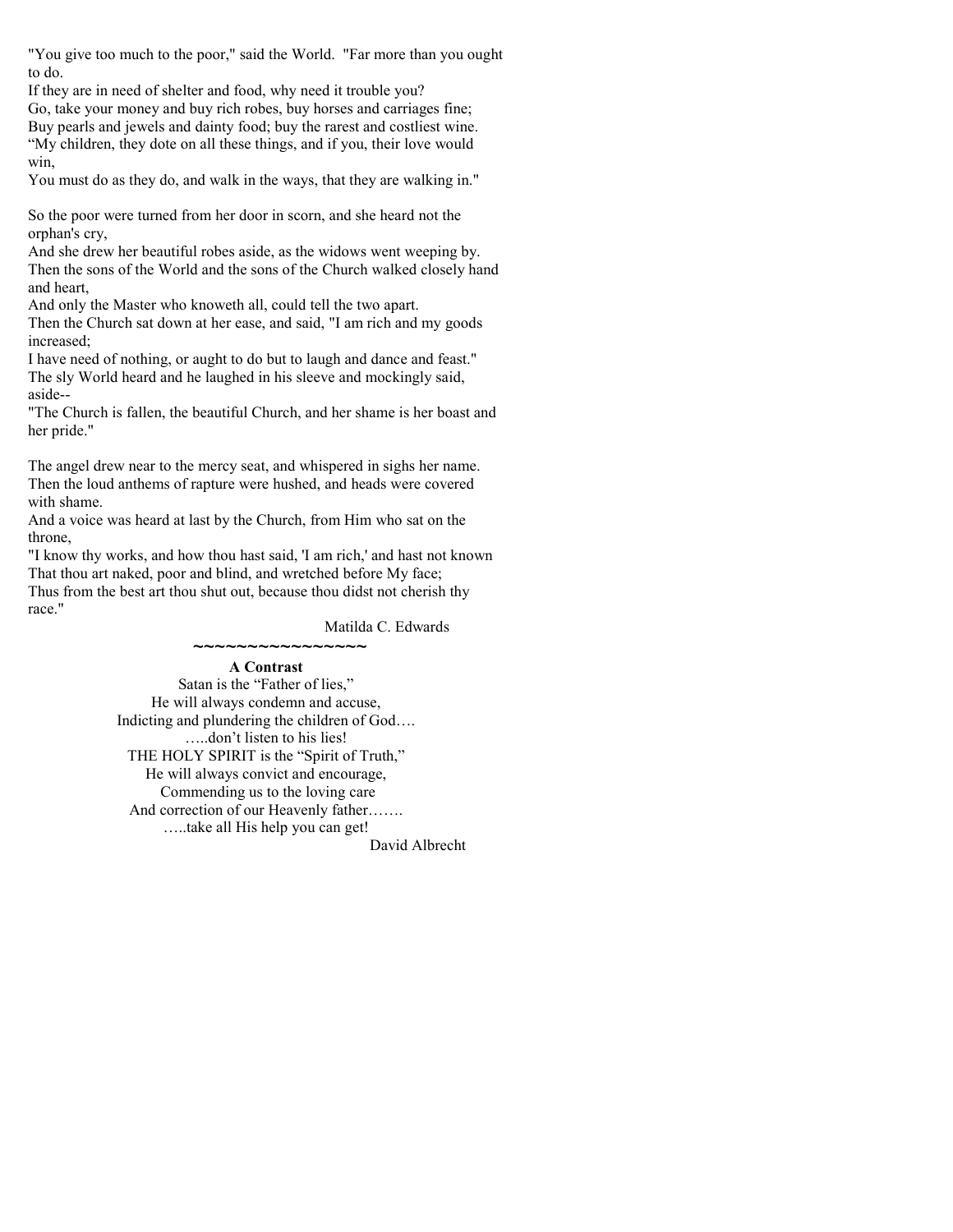"You give too much to the poor," said the World. "Far more than you ought to do.
If they are in need of shelter and food, why need it trouble you?
Go, take your money and buy rich robes, buy horses and carriages fine;
Buy pearls and jewels and dainty food; buy the rarest and costliest wine.
"My children, they dote on all these things, and if you, their love would win,
You must do as they do, and walk in the ways, that they are walking in."

So the poor were turned from her door in scorn, and she heard not the orphan's cry,
And she drew her beautiful robes aside, as the widows went weeping by.
Then the sons of the World and the sons of the Church walked closely hand and heart,
And only the Master who knoweth all, could tell the two apart.
Then the Church sat down at her ease, and said, "I am rich and my goods increased;
I have need of nothing, or aught to do but to laugh and dance and feast."
The sly World heard and he laughed in his sleeve and mockingly said, aside--
"The Church is fallen, the beautiful Church, and her shame is her boast and her pride."

The angel drew near to the mercy seat, and whispered in sighs her name.
Then the loud anthems of rapture were hushed, and heads were covered with shame.
And a voice was heard at last by the Church, from Him who sat on the throne,
"I know thy works, and how thou hast said, 'I am rich,' and hast not known
That thou art naked, poor and blind, and wretched before My face;
Thus from the best art thou shut out, because thou didst not cherish thy race."

Matilda C. Edwards

~~~~~~~~~~~~~~~~

**A Contrast**

Satan is the "Father of lies,"
He will always condemn and accuse,
Indicting and plundering the children of God….
…..don't listen to his lies!
THE HOLY SPIRIT is the "Spirit of Truth,"
He will always convict and encourage,
Commending us to the loving care
And correction of our Heavenly father…….
…..take all His help you can get!

David Albrecht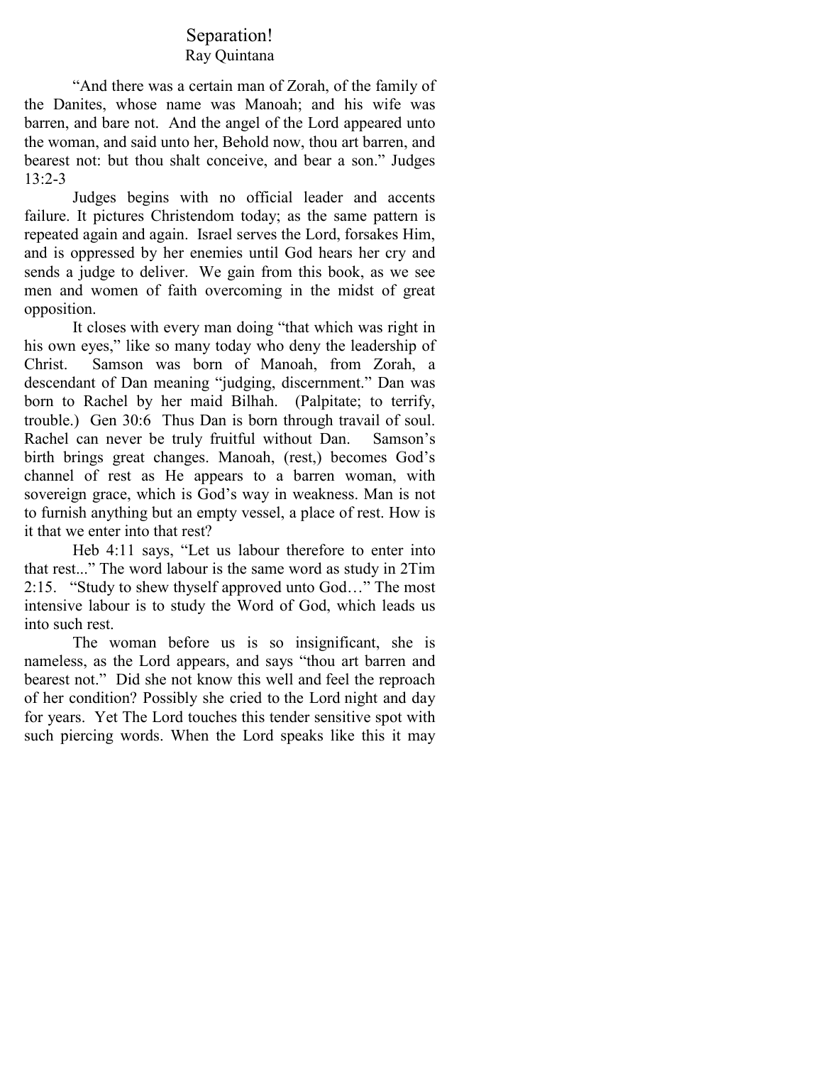# Separation!

Ray Quintana

"And there was a certain man of Zorah, of the family of the Danites, whose name was Manoah; and his wife was barren, and bare not. And the angel of the Lord appeared unto the woman, and said unto her, Behold now, thou art barren, and bearest not: but thou shalt conceive, and bear a son." Judges 13:2-3

Judges begins with no official leader and accents failure. It pictures Christendom today; as the same pattern is repeated again and again. Israel serves the Lord, forsakes Him, and is oppressed by her enemies until God hears her cry and sends a judge to deliver. We gain from this book, as we see men and women of faith overcoming in the midst of great opposition.

It closes with every man doing "that which was right in his own eyes," like so many today who deny the leadership of Christ. Samson was born of Manoah, from Zorah, a descendant of Dan meaning "judging, discernment." Dan was born to Rachel by her maid Bilhah. (Palpitate; to terrify, trouble.) Gen 30:6 Thus Dan is born through travail of soul. Rachel can never be truly fruitful without Dan. Samson's birth brings great changes. Manoah, (rest,) becomes God's channel of rest as He appears to a barren woman, with sovereign grace, which is God's way in weakness. Man is not to furnish anything but an empty vessel, a place of rest. How is it that we enter into that rest?

Heb 4:11 says, "Let us labour therefore to enter into that rest..." The word labour is the same word as study in 2Tim 2:15. "Study to shew thyself approved unto God…" The most intensive labour is to study the Word of God, which leads us into such rest.

The woman before us is so insignificant, she is nameless, as the Lord appears, and says "thou art barren and bearest not." Did she not know this well and feel the reproach of her condition? Possibly she cried to the Lord night and day for years. Yet The Lord touches this tender sensitive spot with such piercing words. When the Lord speaks like this it may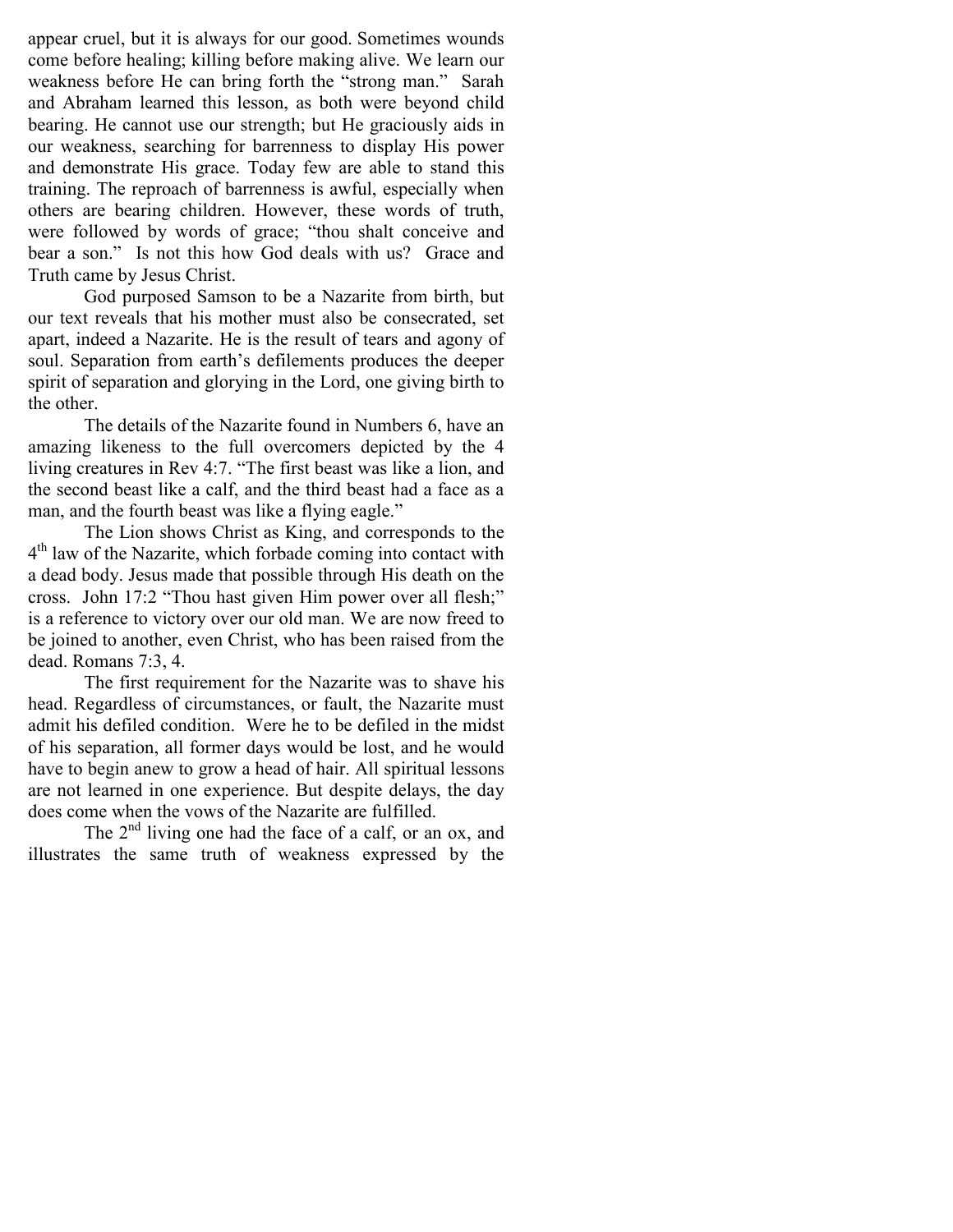appear cruel, but it is always for our good. Sometimes wounds come before healing; killing before making alive. We learn our weakness before He can bring forth the "strong man." Sarah and Abraham learned this lesson, as both were beyond child bearing. He cannot use our strength; but He graciously aids in our weakness, searching for barrenness to display His power and demonstrate His grace. Today few are able to stand this training. The reproach of barrenness is awful, especially when others are bearing children. However, these words of truth, were followed by words of grace; "thou shalt conceive and bear a son." Is not this how God deals with us? Grace and Truth came by Jesus Christ.

God purposed Samson to be a Nazarite from birth, but our text reveals that his mother must also be consecrated, set apart, indeed a Nazarite. He is the result of tears and agony of soul. Separation from earth's defilements produces the deeper spirit of separation and glorying in the Lord, one giving birth to the other.

The details of the Nazarite found in Numbers 6, have an amazing likeness to the full overcomers depicted by the 4 living creatures in Rev 4:7. "The first beast was like a lion, and the second beast like a calf, and the third beast had a face as a man, and the fourth beast was like a flying eagle."

The Lion shows Christ as King, and corresponds to the 4th law of the Nazarite, which forbade coming into contact with a dead body. Jesus made that possible through His death on the cross. John 17:2 "Thou hast given Him power over all flesh;" is a reference to victory over our old man. We are now freed to be joined to another, even Christ, who has been raised from the dead. Romans 7:3, 4.

The first requirement for the Nazarite was to shave his head. Regardless of circumstances, or fault, the Nazarite must admit his defiled condition. Were he to be defiled in the midst of his separation, all former days would be lost, and he would have to begin anew to grow a head of hair. All spiritual lessons are not learned in one experience. But despite delays, the day does come when the vows of the Nazarite are fulfilled.

The 2nd living one had the face of a calf, or an ox, and illustrates the same truth of weakness expressed by the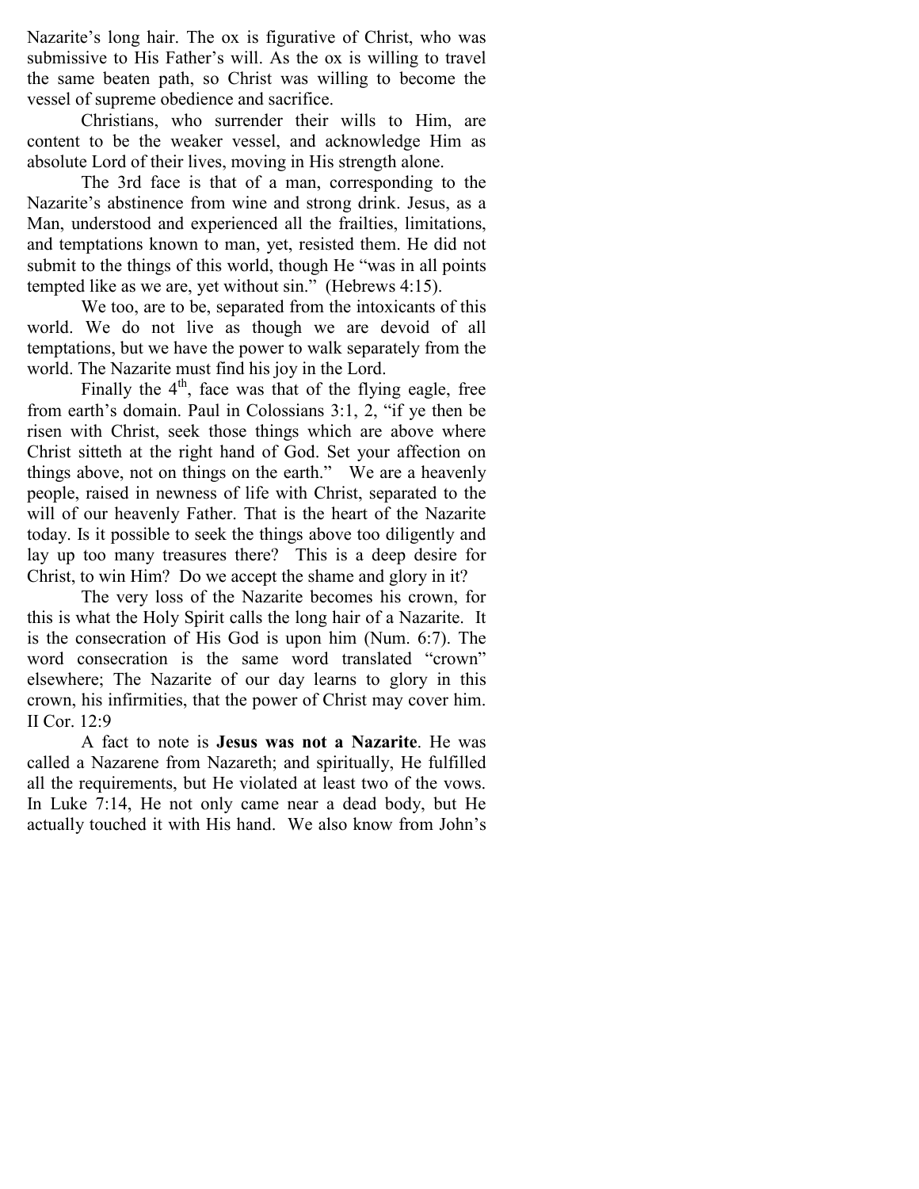Nazarite's long hair. The ox is figurative of Christ, who was submissive to His Father's will. As the ox is willing to travel the same beaten path, so Christ was willing to become the vessel of supreme obedience and sacrifice.

Christians, who surrender their wills to Him, are content to be the weaker vessel, and acknowledge Him as absolute Lord of their lives, moving in His strength alone.

The 3rd face is that of a man, corresponding to the Nazarite's abstinence from wine and strong drink. Jesus, as a Man, understood and experienced all the frailties, limitations, and temptations known to man, yet, resisted them. He did not submit to the things of this world, though He "was in all points tempted like as we are, yet without sin." (Hebrews 4:15).

We too, are to be, separated from the intoxicants of this world. We do not live as though we are devoid of all temptations, but we have the power to walk separately from the world. The Nazarite must find his joy in the Lord.

Finally the 4th, face was that of the flying eagle, free from earth's domain. Paul in Colossians 3:1, 2, "if ye then be risen with Christ, seek those things which are above where Christ sitteth at the right hand of God. Set your affection on things above, not on things on the earth." We are a heavenly people, raised in newness of life with Christ, separated to the will of our heavenly Father. That is the heart of the Nazarite today. Is it possible to seek the things above too diligently and lay up too many treasures there? This is a deep desire for Christ, to win Him? Do we accept the shame and glory in it?

The very loss of the Nazarite becomes his crown, for this is what the Holy Spirit calls the long hair of a Nazarite. It is the consecration of His God is upon him (Num. 6:7). The word consecration is the same word translated "crown" elsewhere; The Nazarite of our day learns to glory in this crown, his infirmities, that the power of Christ may cover him. II Cor. 12:9

A fact to note is **Jesus was not a Nazarite**. He was called a Nazarene from Nazareth; and spiritually, He fulfilled all the requirements, but He violated at least two of the vows. In Luke 7:14, He not only came near a dead body, but He actually touched it with His hand. We also know from John's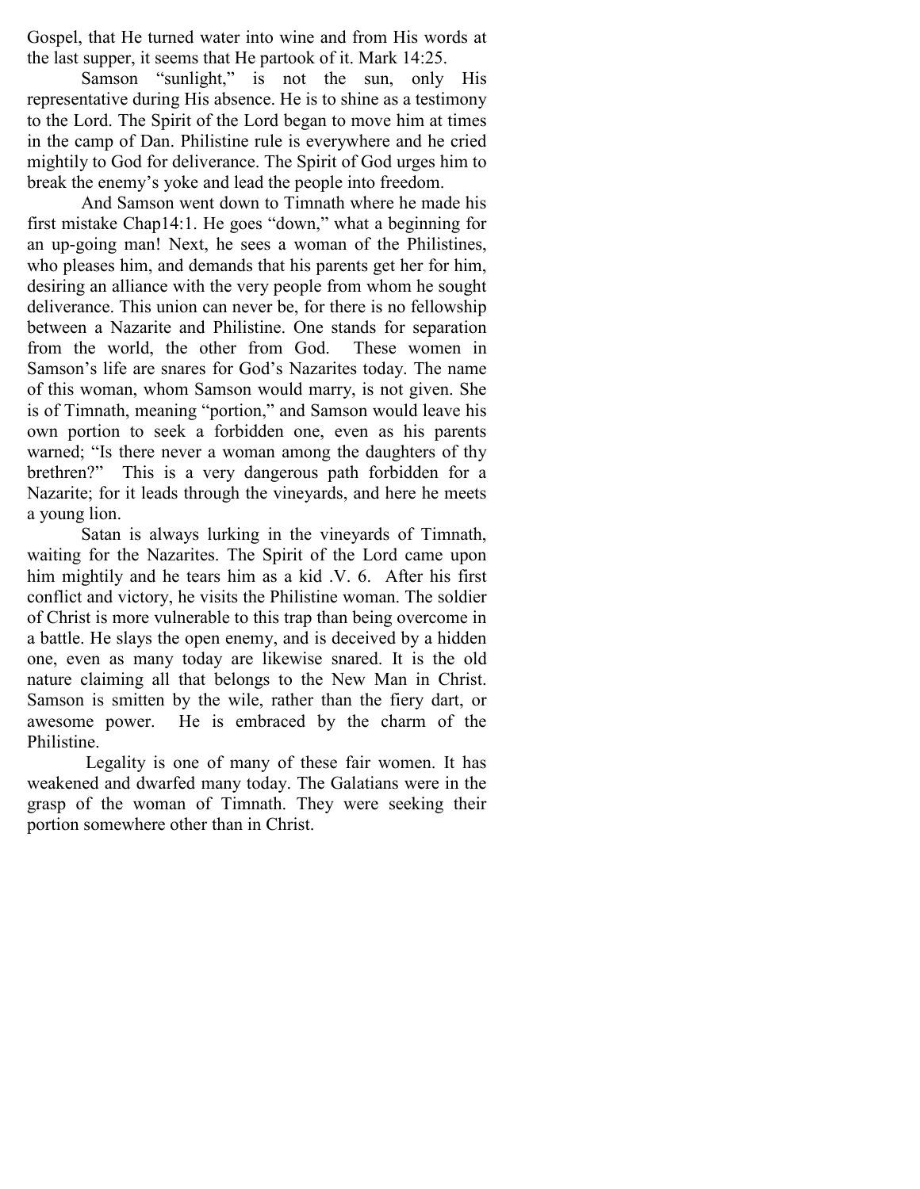Gospel, that He turned water into wine and from His words at the last supper, it seems that He partook of it. Mark 14:25.

Samson "sunlight," is not the sun, only His representative during His absence. He is to shine as a testimony to the Lord. The Spirit of the Lord began to move him at times in the camp of Dan. Philistine rule is everywhere and he cried mightily to God for deliverance. The Spirit of God urges him to break the enemy's yoke and lead the people into freedom.

And Samson went down to Timnath where he made his first mistake Chap14:1. He goes "down," what a beginning for an up-going man! Next, he sees a woman of the Philistines, who pleases him, and demands that his parents get her for him, desiring an alliance with the very people from whom he sought deliverance. This union can never be, for there is no fellowship between a Nazarite and Philistine. One stands for separation from the world, the other from God. These women in Samson's life are snares for God's Nazarites today. The name of this woman, whom Samson would marry, is not given. She is of Timnath, meaning "portion," and Samson would leave his own portion to seek a forbidden one, even as his parents warned; "Is there never a woman among the daughters of thy brethren?" This is a very dangerous path forbidden for a Nazarite; for it leads through the vineyards, and here he meets a young lion.

Satan is always lurking in the vineyards of Timnath, waiting for the Nazarites. The Spirit of the Lord came upon him mightily and he tears him as a kid .V. 6. After his first conflict and victory, he visits the Philistine woman. The soldier of Christ is more vulnerable to this trap than being overcome in a battle. He slays the open enemy, and is deceived by a hidden one, even as many today are likewise snared. It is the old nature claiming all that belongs to the New Man in Christ. Samson is smitten by the wile, rather than the fiery dart, or awesome power. He is embraced by the charm of the Philistine.

Legality is one of many of these fair women. It has weakened and dwarfed many today. The Galatians were in the grasp of the woman of Timnath. They were seeking their portion somewhere other than in Christ.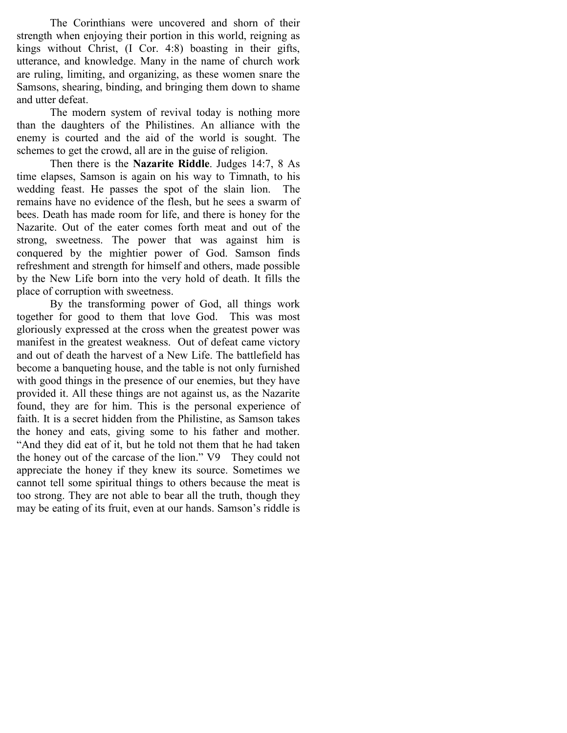The Corinthians were uncovered and shorn of their strength when enjoying their portion in this world, reigning as kings without Christ, (I Cor. 4:8) boasting in their gifts, utterance, and knowledge. Many in the name of church work are ruling, limiting, and organizing, as these women snare the Samsons, shearing, binding, and bringing them down to shame and utter defeat.

The modern system of revival today is nothing more than the daughters of the Philistines. An alliance with the enemy is courted and the aid of the world is sought. The schemes to get the crowd, all are in the guise of religion.

Then there is the **Nazarite Riddle**. Judges 14:7, 8 As time elapses, Samson is again on his way to Timnath, to his wedding feast. He passes the spot of the slain lion. The remains have no evidence of the flesh, but he sees a swarm of bees. Death has made room for life, and there is honey for the Nazarite. Out of the eater comes forth meat and out of the strong, sweetness. The power that was against him is conquered by the mightier power of God. Samson finds refreshment and strength for himself and others, made possible by the New Life born into the very hold of death. It fills the place of corruption with sweetness.

By the transforming power of God, all things work together for good to them that love God. This was most gloriously expressed at the cross when the greatest power was manifest in the greatest weakness. Out of defeat came victory and out of death the harvest of a New Life. The battlefield has become a banqueting house, and the table is not only furnished with good things in the presence of our enemies, but they have provided it. All these things are not against us, as the Nazarite found, they are for him. This is the personal experience of faith. It is a secret hidden from the Philistine, as Samson takes the honey and eats, giving some to his father and mother. "And they did eat of it, but he told not them that he had taken the honey out of the carcase of the lion." V9 They could not appreciate the honey if they knew its source. Sometimes we cannot tell some spiritual things to others because the meat is too strong. They are not able to bear all the truth, though they may be eating of its fruit, even at our hands. Samson's riddle is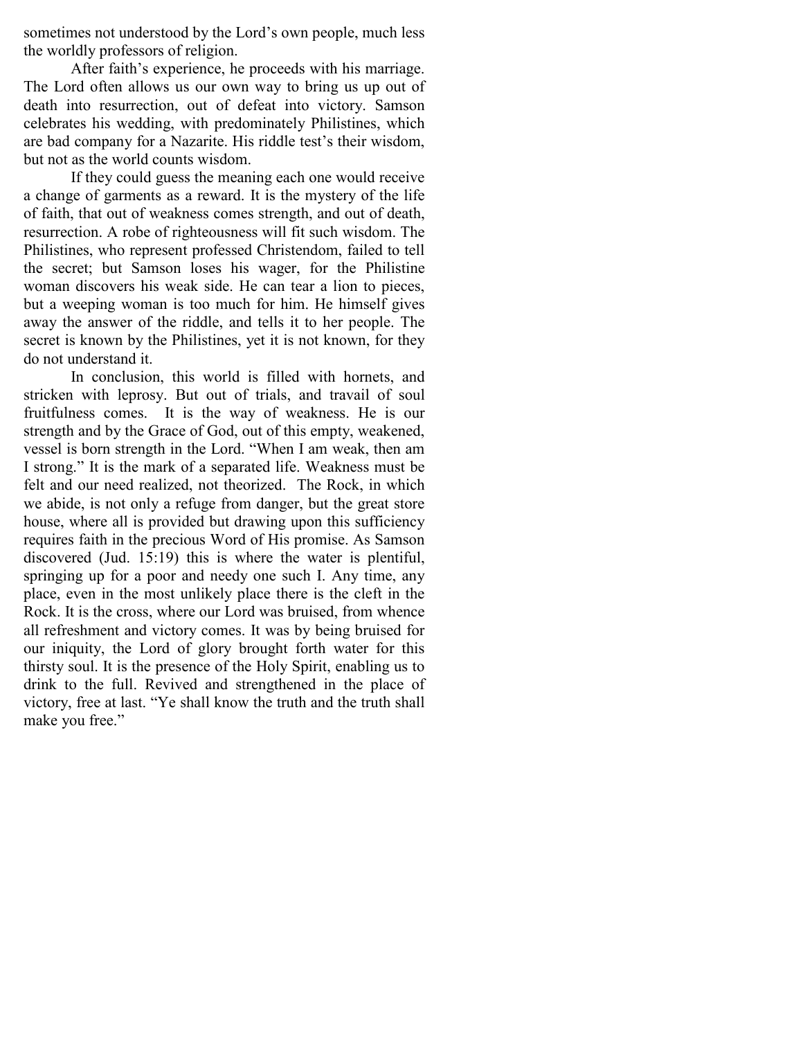sometimes not understood by the Lord's own people, much less the worldly professors of religion.

After faith's experience, he proceeds with his marriage. The Lord often allows us our own way to bring us up out of death into resurrection, out of defeat into victory. Samson celebrates his wedding, with predominately Philistines, which are bad company for a Nazarite. His riddle test's their wisdom, but not as the world counts wisdom.

If they could guess the meaning each one would receive a change of garments as a reward. It is the mystery of the life of faith, that out of weakness comes strength, and out of death, resurrection. A robe of righteousness will fit such wisdom. The Philistines, who represent professed Christendom, failed to tell the secret; but Samson loses his wager, for the Philistine woman discovers his weak side. He can tear a lion to pieces, but a weeping woman is too much for him. He himself gives away the answer of the riddle, and tells it to her people. The secret is known by the Philistines, yet it is not known, for they do not understand it.

In conclusion, this world is filled with hornets, and stricken with leprosy. But out of trials, and travail of soul fruitfulness comes. It is the way of weakness. He is our strength and by the Grace of God, out of this empty, weakened, vessel is born strength in the Lord. "When I am weak, then am I strong." It is the mark of a separated life. Weakness must be felt and our need realized, not theorized. The Rock, in which we abide, is not only a refuge from danger, but the great store house, where all is provided but drawing upon this sufficiency requires faith in the precious Word of His promise. As Samson discovered (Jud. 15:19) this is where the water is plentiful, springing up for a poor and needy one such I. Any time, any place, even in the most unlikely place there is the cleft in the Rock. It is the cross, where our Lord was bruised, from whence all refreshment and victory comes. It was by being bruised for our iniquity, the Lord of glory brought forth water for this thirsty soul. It is the presence of the Holy Spirit, enabling us to drink to the full. Revived and strengthened in the place of victory, free at last. "Ye shall know the truth and the truth shall make you free."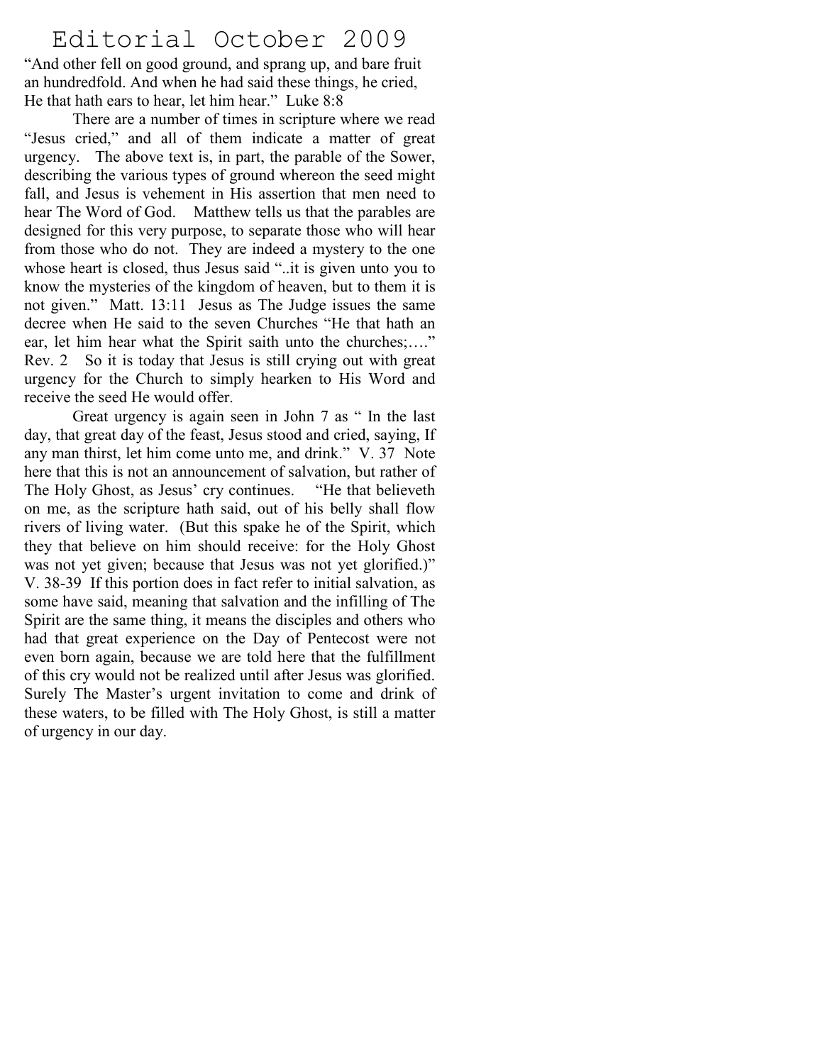# Editorial October 2009

"And other fell on good ground, and sprang up, and bare fruit an hundredfold. And when he had said these things, he cried, He that hath ears to hear, let him hear." Luke 8:8

There are a number of times in scripture where we read "Jesus cried," and all of them indicate a matter of great urgency. The above text is, in part, the parable of the Sower, describing the various types of ground whereon the seed might fall, and Jesus is vehement in His assertion that men need to hear The Word of God. Matthew tells us that the parables are designed for this very purpose, to separate those who will hear from those who do not. They are indeed a mystery to the one whose heart is closed, thus Jesus said "..it is given unto you to know the mysteries of the kingdom of heaven, but to them it is not given." Matt. 13:11 Jesus as The Judge issues the same decree when He said to the seven Churches "He that hath an ear, let him hear what the Spirit saith unto the churches;…." Rev. 2 So it is today that Jesus is still crying out with great urgency for the Church to simply hearken to His Word and receive the seed He would offer.

Great urgency is again seen in John 7 as " In the last day, that great day of the feast, Jesus stood and cried, saying, If any man thirst, let him come unto me, and drink." V. 37 Note here that this is not an announcement of salvation, but rather of The Holy Ghost, as Jesus' cry continues. "He that believeth on me, as the scripture hath said, out of his belly shall flow rivers of living water. (But this spake he of the Spirit, which they that believe on him should receive: for the Holy Ghost was not yet given; because that Jesus was not yet glorified.)" V. 38-39 If this portion does in fact refer to initial salvation, as some have said, meaning that salvation and the infilling of The Spirit are the same thing, it means the disciples and others who had that great experience on the Day of Pentecost were not even born again, because we are told here that the fulfillment of this cry would not be realized until after Jesus was glorified. Surely The Master's urgent invitation to come and drink of these waters, to be filled with The Holy Ghost, is still a matter of urgency in our day.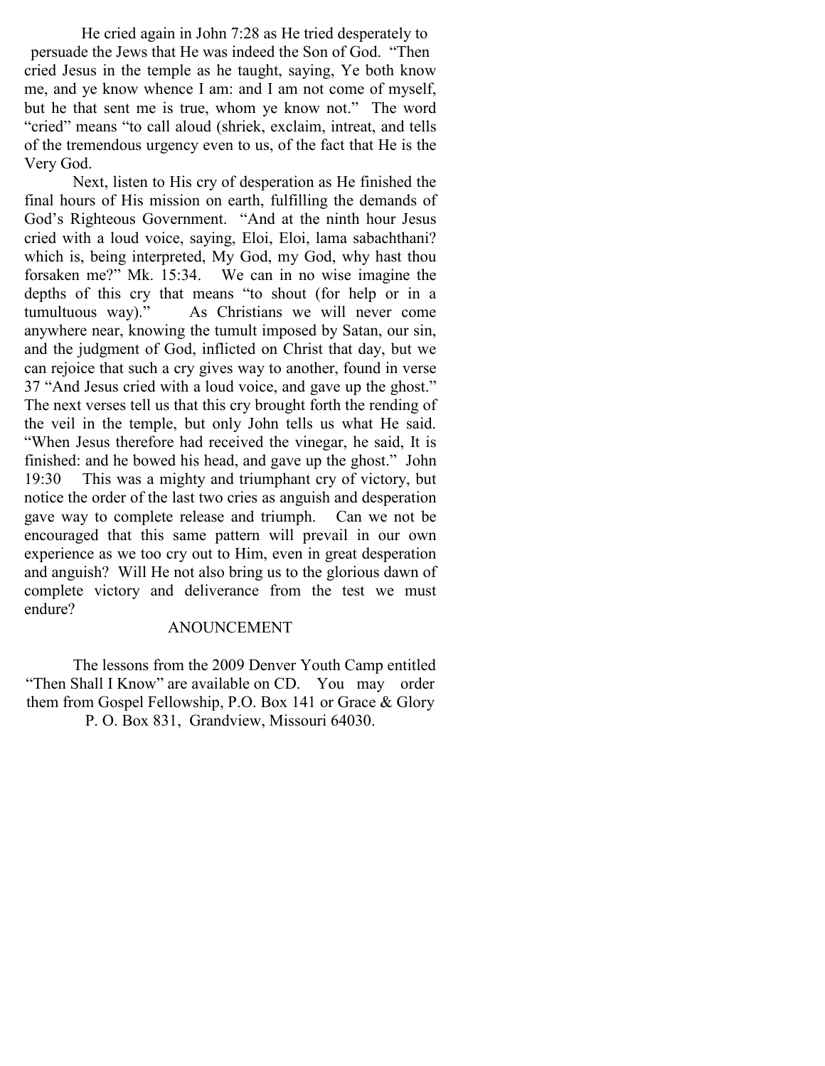He cried again in John 7:28 as He tried desperately to persuade the Jews that He was indeed the Son of God. "Then cried Jesus in the temple as he taught, saying, Ye both know me, and ye know whence I am: and I am not come of myself, but he that sent me is true, whom ye know not." The word "cried" means "to call aloud (shriek, exclaim, intreat, and tells of the tremendous urgency even to us, of the fact that He is the Very God.

Next, listen to His cry of desperation as He finished the final hours of His mission on earth, fulfilling the demands of God's Righteous Government. "And at the ninth hour Jesus cried with a loud voice, saying, Eloi, Eloi, lama sabachthani? which is, being interpreted, My God, my God, why hast thou forsaken me?" Mk. 15:34. We can in no wise imagine the depths of this cry that means "to shout (for help or in a tumultuous way)." As Christians we will never come anywhere near, knowing the tumult imposed by Satan, our sin, and the judgment of God, inflicted on Christ that day, but we can rejoice that such a cry gives way to another, found in verse 37 "And Jesus cried with a loud voice, and gave up the ghost." The next verses tell us that this cry brought forth the rending of the veil in the temple, but only John tells us what He said. "When Jesus therefore had received the vinegar, he said, It is finished: and he bowed his head, and gave up the ghost." John 19:30 This was a mighty and triumphant cry of victory, but notice the order of the last two cries as anguish and desperation gave way to complete release and triumph. Can we not be encouraged that this same pattern will prevail in our own experience as we too cry out to Him, even in great desperation and anguish? Will He not also bring us to the glorious dawn of complete victory and deliverance from the test we must endure?

## ANOUNCEMENT

The lessons from the 2009 Denver Youth Camp entitled "Then Shall I Know" are available on CD. You may order them from Gospel Fellowship, P.O. Box 141 or Grace & Glory P. O. Box 831, Grandview, Missouri 64030.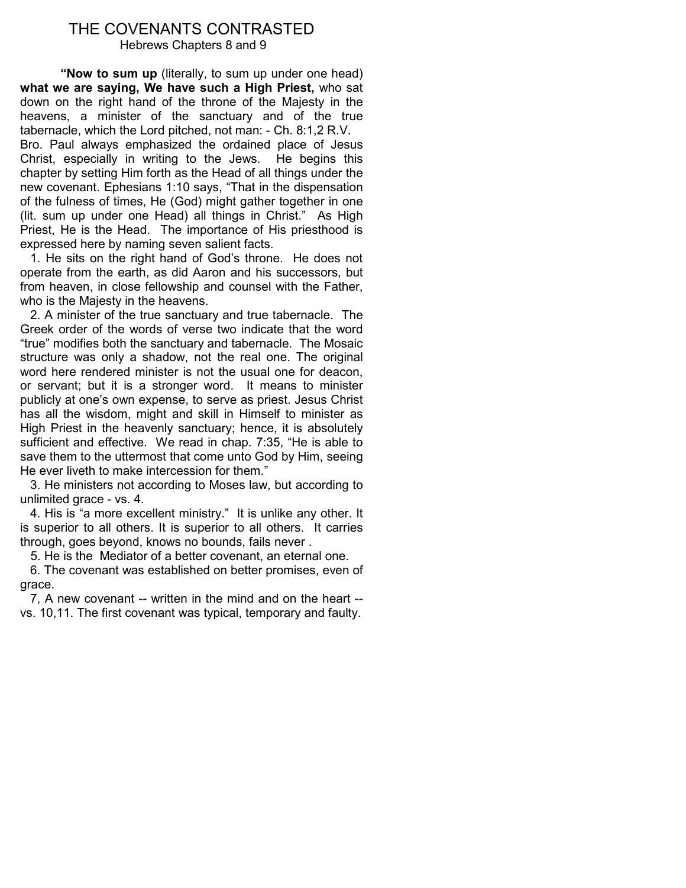# THE COVENANTS CONTRASTED

Hebrews Chapters 8 and 9

**"Now to sum up** (literally, to sum up under one head) **what we are saying, We have such a High Priest,** who sat down on the right hand of the throne of the Majesty in the heavens, a minister of the sanctuary and of the true tabernacle, which the Lord pitched, not man: - Ch. 8:1,2 R.V.

Bro. Paul always emphasized the ordained place of Jesus Christ, especially in writing to the Jews. He begins this chapter by setting Him forth as the Head of all things under the new covenant. Ephesians 1:10 says, "That in the dispensation of the fulness of times, He (God) might gather together in one (lit. sum up under one Head) all things in Christ." As High Priest, He is the Head. The importance of His priesthood is expressed here by naming seven salient facts.

1. He sits on the right hand of God's throne. He does not operate from the earth, as did Aaron and his successors, but from heaven, in close fellowship and counsel with the Father, who is the Majesty in the heavens.

2. A minister of the true sanctuary and true tabernacle. The Greek order of the words of verse two indicate that the word "true" modifies both the sanctuary and tabernacle. The Mosaic structure was only a shadow, not the real one. The original word here rendered minister is not the usual one for deacon, or servant; but it is a stronger word. It means to minister publicly at one's own expense, to serve as priest. Jesus Christ has all the wisdom, might and skill in Himself to minister as High Priest in the heavenly sanctuary; hence, it is absolutely sufficient and effective. We read in chap. 7:35, "He is able to save them to the uttermost that come unto God by Him, seeing He ever liveth to make intercession for them."

3. He ministers not according to Moses law, but according to unlimited grace - vs. 4.

4. His is "a more excellent ministry." It is unlike any other. It is superior to all others. It is superior to all others. It carries through, goes beyond, knows no bounds, fails never .

5. He is the Mediator of a better covenant, an eternal one.

6. The covenant was established on better promises, even of grace.

7, A new covenant -- written in the mind and on the heart -- vs. 10,11. The first covenant was typical, temporary and faulty.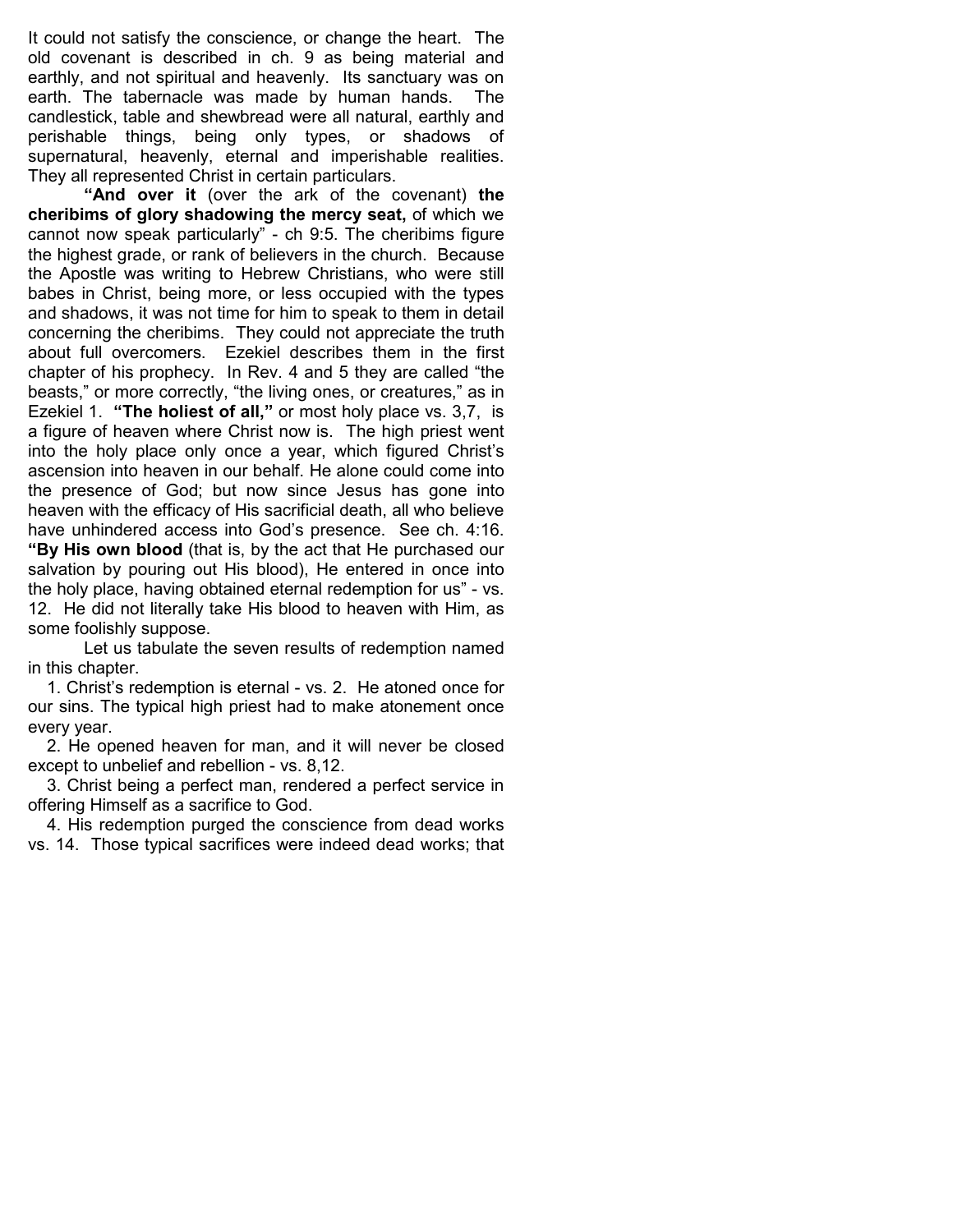It could not satisfy the conscience, or change the heart. The old covenant is described in ch. 9 as being material and earthly, and not spiritual and heavenly. Its sanctuary was on earth. The tabernacle was made by human hands. The candlestick, table and shewbread were all natural, earthly and perishable things, being only types, or shadows of supernatural, heavenly, eternal and imperishable realities. They all represented Christ in certain particulars.

**"And over it** (over the ark of the covenant) **the cheribims of glory shadowing the mercy seat,** of which we cannot now speak particularly" - ch 9:5. The cheribims figure the highest grade, or rank of believers in the church. Because the Apostle was writing to Hebrew Christians, who were still babes in Christ, being more, or less occupied with the types and shadows, it was not time for him to speak to them in detail concerning the cheribims. They could not appreciate the truth about full overcomers. Ezekiel describes them in the first chapter of his prophecy. In Rev. 4 and 5 they are called "the beasts," or more correctly, "the living ones, or creatures," as in Ezekiel 1. **"The holiest of all,"** or most holy place vs. 3,7, is a figure of heaven where Christ now is. The high priest went into the holy place only once a year, which figured Christ's ascension into heaven in our behalf. He alone could come into the presence of God; but now since Jesus has gone into heaven with the efficacy of His sacrificial death, all who believe have unhindered access into God's presence. See ch. 4:16. **"By His own blood** (that is, by the act that He purchased our salvation by pouring out His blood), He entered in once into the holy place, having obtained eternal redemption for us" - vs. 12. He did not literally take His blood to heaven with Him, as some foolishly suppose.

Let us tabulate the seven results of redemption named in this chapter.

1. Christ's redemption is eternal - vs. 2. He atoned once for our sins. The typical high priest had to make atonement once every year.
2. He opened heaven for man, and it will never be closed except to unbelief and rebellion - vs. 8,12.
3. Christ being a perfect man, rendered a perfect service in offering Himself as a sacrifice to God.
4. His redemption purged the conscience from dead works vs. 14. Those typical sacrifices were indeed dead works; that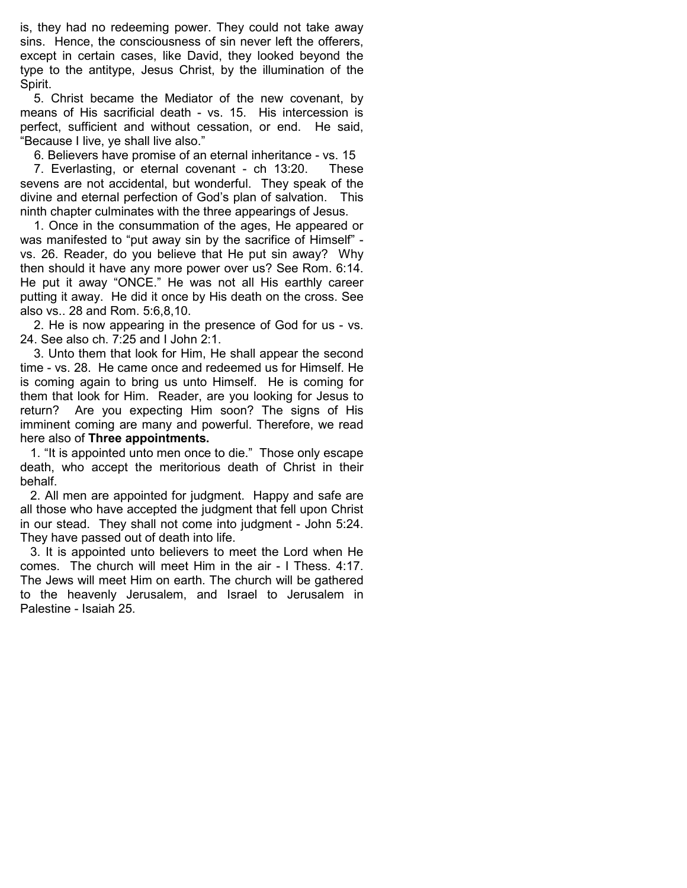is, they had no redeeming power. They could not take away sins. Hence, the consciousness of sin never left the offerers, except in certain cases, like David, they looked beyond the type to the antitype, Jesus Christ, by the illumination of the Spirit.

5. Christ became the Mediator of the new covenant, by means of His sacrificial death - vs. 15. His intercession is perfect, sufficient and without cessation, or end. He said, “Because I live, ye shall live also.”

6. Believers have promise of an eternal inheritance - vs. 15

7. Everlasting, or eternal covenant - ch 13:20. These sevens are not accidental, but wonderful. They speak of the divine and eternal perfection of God’s plan of salvation. This ninth chapter culminates with the three appearings of Jesus.

1. Once in the consummation of the ages, He appeared or was manifested to “put away sin by the sacrifice of Himself” - vs. 26. Reader, do you believe that He put sin away? Why then should it have any more power over us? See Rom. 6:14. He put it away “ONCE.” He was not all His earthly career putting it away. He did it once by His death on the cross. See also vs.. 28 and Rom. 5:6,8,10.

2. He is now appearing in the presence of God for us - vs. 24. See also ch. 7:25 and I John 2:1.

3. Unto them that look for Him, He shall appear the second time - vs. 28. He came once and redeemed us for Himself. He is coming again to bring us unto Himself. He is coming for them that look for Him. Reader, are you looking for Jesus to return? Are you expecting Him soon? The signs of His imminent coming are many and powerful. Therefore, we read here also of **Three appointments.**

1. “It is appointed unto men once to die.” Those only escape death, who accept the meritorious death of Christ in their behalf.

2. All men are appointed for judgment. Happy and safe are all those who have accepted the judgment that fell upon Christ in our stead. They shall not come into judgment - John 5:24. They have passed out of death into life.

3. It is appointed unto believers to meet the Lord when He comes. The church will meet Him in the air - I Thess. 4:17. The Jews will meet Him on earth. The church will be gathered to the heavenly Jerusalem, and Israel to Jerusalem in Palestine - Isaiah 25.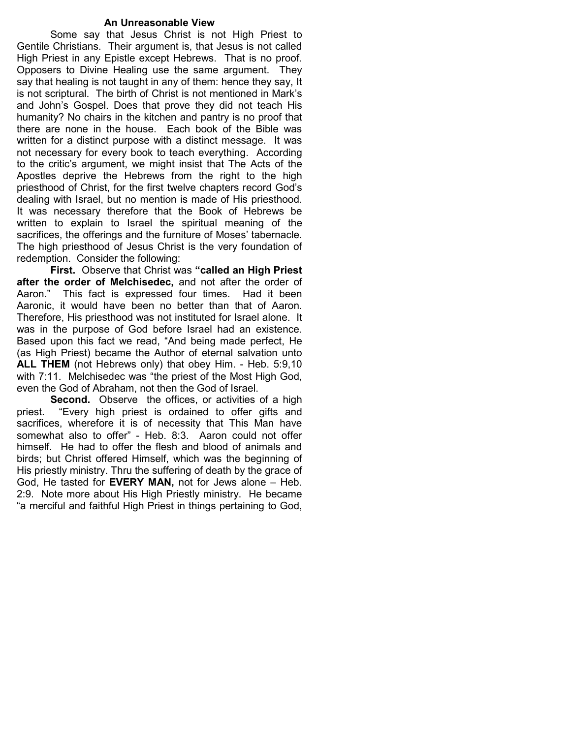### An Unreasonable View

Some say that Jesus Christ is not High Priest to Gentile Christians. Their argument is, that Jesus is not called High Priest in any Epistle except Hebrews. That is no proof. Opposers to Divine Healing use the same argument. They say that healing is not taught in any of them: hence they say, It is not scriptural. The birth of Christ is not mentioned in Mark's and John's Gospel. Does that prove they did not teach His humanity? No chairs in the kitchen and pantry is no proof that there are none in the house. Each book of the Bible was written for a distinct purpose with a distinct message. It was not necessary for every book to teach everything. According to the critic's argument, we might insist that The Acts of the Apostles deprive the Hebrews from the right to the high priesthood of Christ, for the first twelve chapters record God's dealing with Israel, but no mention is made of His priesthood. It was necessary therefore that the Book of Hebrews be written to explain to Israel the spiritual meaning of the sacrifices, the offerings and the furniture of Moses' tabernacle. The high priesthood of Jesus Christ is the very foundation of redemption. Consider the following:

**First.** Observe that Christ was **"called an High Priest after the order of Melchisedec,** and not after the order of Aaron." This fact is expressed four times. Had it been Aaronic, it would have been no better than that of Aaron. Therefore, His priesthood was not instituted for Israel alone. It was in the purpose of God before Israel had an existence. Based upon this fact we read, "And being made perfect, He (as High Priest) became the Author of eternal salvation unto **ALL THEM** (not Hebrews only) that obey Him. - Heb. 5:9,10 with 7:11. Melchisedec was "the priest of the Most High God, even the God of Abraham, not then the God of Israel.

**Second.** Observe the offices, or activities of a high priest. "Every high priest is ordained to offer gifts and sacrifices, wherefore it is of necessity that This Man have somewhat also to offer" - Heb. 8:3. Aaron could not offer himself. He had to offer the flesh and blood of animals and birds; but Christ offered Himself, which was the beginning of His priestly ministry. Thru the suffering of death by the grace of God, He tasted for **EVERY MAN,** not for Jews alone – Heb. 2:9. Note more about His High Priestly ministry. He became "a merciful and faithful High Priest in things pertaining to God,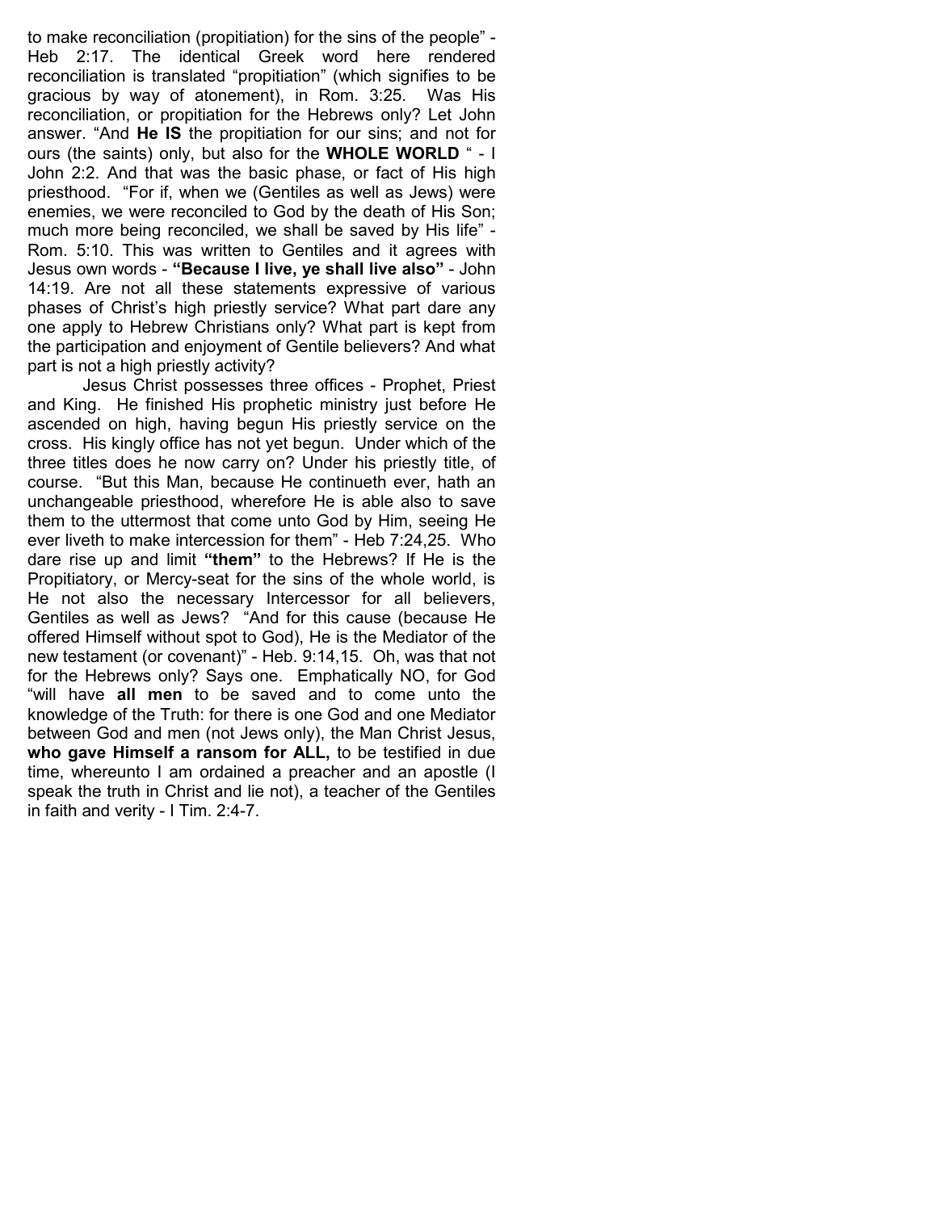to make reconciliation (propitiation) for the sins of the people" - Heb 2:17. The identical Greek word here rendered reconciliation is translated "propitiation" (which signifies to be gracious by way of atonement), in Rom. 3:25. Was His reconciliation, or propitiation for the Hebrews only? Let John answer. "And **He IS** the propitiation for our sins; and not for ours (the saints) only, but also for the **WHOLE WORLD** " - I John 2:2. And that was the basic phase, or fact of His high priesthood. "For if, when we (Gentiles as well as Jews) were enemies, we were reconciled to God by the death of His Son; much more being reconciled, we shall be saved by His life" - Rom. 5:10. This was written to Gentiles and it agrees with Jesus own words - **"Because I live, ye shall live also"** - John 14:19. Are not all these statements expressive of various phases of Christ's high priestly service? What part dare any one apply to Hebrew Christians only? What part is kept from the participation and enjoyment of Gentile believers? And what part is not a high priestly activity?

Jesus Christ possesses three offices - Prophet, Priest and King. He finished His prophetic ministry just before He ascended on high, having begun His priestly service on the cross. His kingly office has not yet begun. Under which of the three titles does he now carry on? Under his priestly title, of course. "But this Man, because He continueth ever, hath an unchangeable priesthood, wherefore He is able also to save them to the uttermost that come unto God by Him, seeing He ever liveth to make intercession for them" - Heb 7:24,25. Who dare rise up and limit **"them"** to the Hebrews? If He is the Propitiatory, or Mercy-seat for the sins of the whole world, is He not also the necessary Intercessor for all believers, Gentiles as well as Jews? "And for this cause (because He offered Himself without spot to God), He is the Mediator of the new testament (or covenant)" - Heb. 9:14,15. Oh, was that not for the Hebrews only? Says one. Emphatically NO, for God "will have **all men** to be saved and to come unto the knowledge of the Truth: for there is one God and one Mediator between God and men (not Jews only), the Man Christ Jesus, **who gave Himself a ransom for ALL,** to be testified in due time, whereunto I am ordained a preacher and an apostle (I speak the truth in Christ and lie not), a teacher of the Gentiles in faith and verity - I Tim. 2:4-7.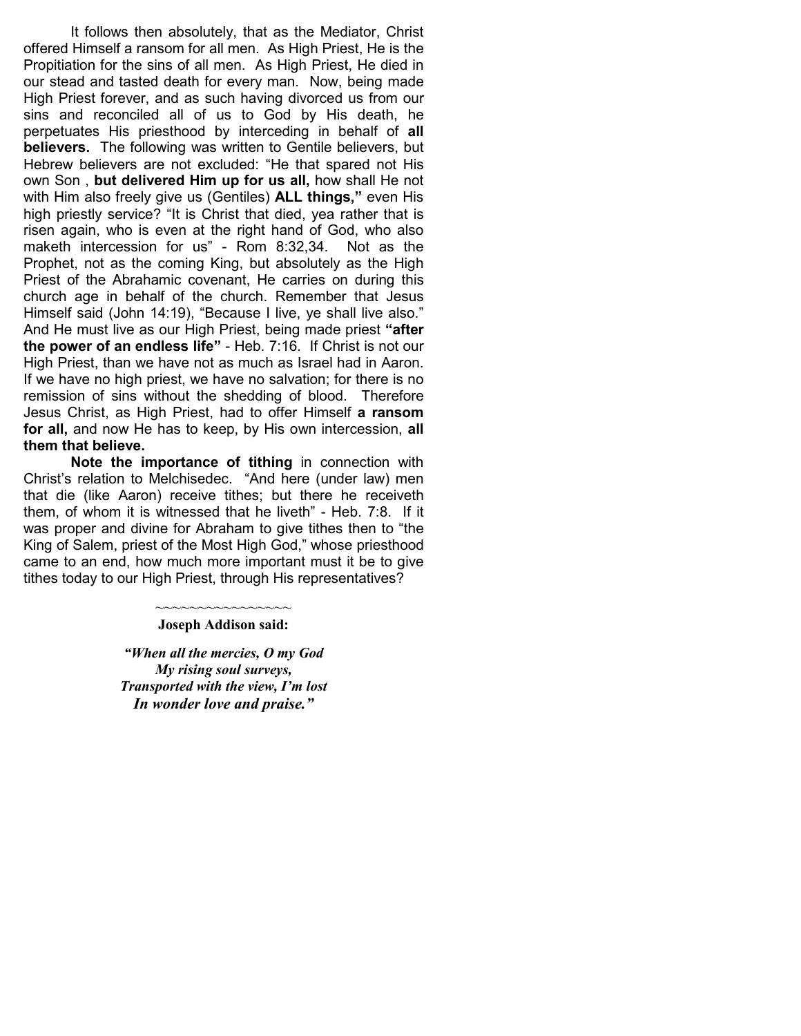It follows then absolutely, that as the Mediator, Christ offered Himself a ransom for all men. As High Priest, He is the Propitiation for the sins of all men. As High Priest, He died in our stead and tasted death for every man. Now, being made High Priest forever, and as such having divorced us from our sins and reconciled all of us to God by His death, he perpetuates His priesthood by interceding in behalf of **all believers.** The following was written to Gentile believers, but Hebrew believers are not excluded: "He that spared not His own Son , **but delivered Him up for us all,** how shall He not with Him also freely give us (Gentiles) **ALL things,"** even His high priestly service? "It is Christ that died, yea rather that is risen again, who is even at the right hand of God, who also maketh intercession for us" - Rom 8:32,34. Not as the Prophet, not as the coming King, but absolutely as the High Priest of the Abrahamic covenant, He carries on during this church age in behalf of the church. Remember that Jesus Himself said (John 14:19), "Because I live, ye shall live also." And He must live as our High Priest, being made priest **"after the power of an endless life"** - Heb. 7:16. If Christ is not our High Priest, than we have not as much as Israel had in Aaron. If we have no high priest, we have no salvation; for there is no remission of sins without the shedding of blood. Therefore Jesus Christ, as High Priest, had to offer Himself **a ransom for all,** and now He has to keep, by His own intercession, **all them that believe.**

**Note the importance of tithing** in connection with Christ's relation to Melchisedec. "And here (under law) men that die (like Aaron) receive tithes; but there he receiveth them, of whom it is witnessed that he liveth" - Heb. 7:8. If it was proper and divine for Abraham to give tithes then to "the King of Salem, priest of the Most High God," whose priesthood came to an end, how much more important must it be to give tithes today to our High Priest, through His representatives?

~~~~~~~~~~~~~~~~

**Joseph Addison said:**

***"When all the mercies, O my God***
***My rising soul surveys,***
***Transported with the view, I'm lost***
***In wonder love and praise."***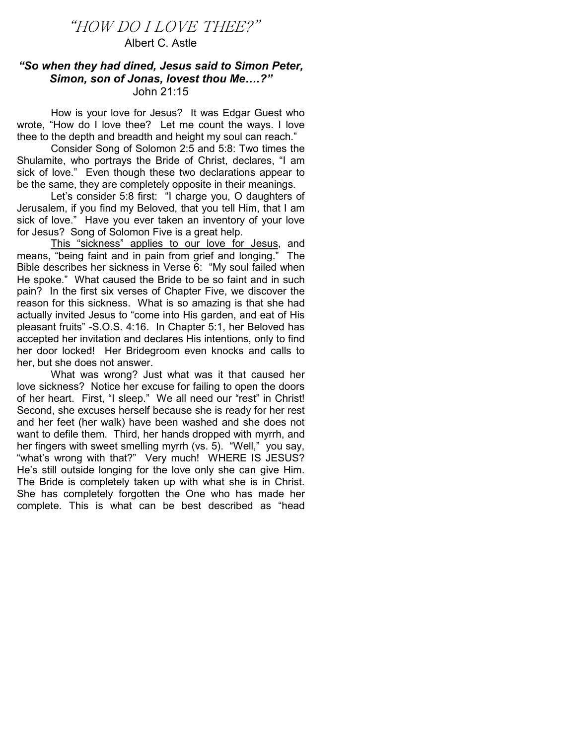# *"HOW DO I LOVE THEE?"*

Albert C. Astle

***"So when they had dined, Jesus said to Simon Peter, Simon, son of Jonas, lovest thou Me….?"***
John 21:15

How is your love for Jesus? It was Edgar Guest who wrote, "How do I love thee? Let me count the ways. I love thee to the depth and breadth and height my soul can reach."

Consider Song of Solomon 2:5 and 5:8: Two times the Shulamite, who portrays the Bride of Christ, declares, "I am sick of love." Even though these two declarations appear to be the same, they are completely opposite in their meanings.

Let's consider 5:8 first: "I charge you, O daughters of Jerusalem, if you find my Beloved, that you tell Him, that I am sick of love." Have you ever taken an inventory of your love for Jesus? Song of Solomon Five is a great help.

<u>This "sickness" applies to our love for Jesus</u>, and means, "being faint and in pain from grief and longing." The Bible describes her sickness in Verse 6: "My soul failed when He spoke." What caused the Bride to be so faint and in such pain? In the first six verses of Chapter Five, we discover the reason for this sickness. What is so amazing is that she had actually invited Jesus to "come into His garden, and eat of His pleasant fruits" -S.O.S. 4:16. In Chapter 5:1, her Beloved has accepted her invitation and declares His intentions, only to find her door locked! Her Bridegroom even knocks and calls to her, but she does not answer.

What was wrong? Just what was it that caused her love sickness? Notice her excuse for failing to open the doors of her heart. First, "I sleep." We all need our "rest" in Christ! Second, she excuses herself because she is ready for her rest and her feet (her walk) have been washed and she does not want to defile them. Third, her hands dropped with myrrh, and her fingers with sweet smelling myrrh (vs. 5). "Well," you say, "what's wrong with that?" Very much! WHERE IS JESUS? He's still outside longing for the love only she can give Him. The Bride is completely taken up with what she is in Christ. She has completely forgotten the One who has made her complete. This is what can be best described as "head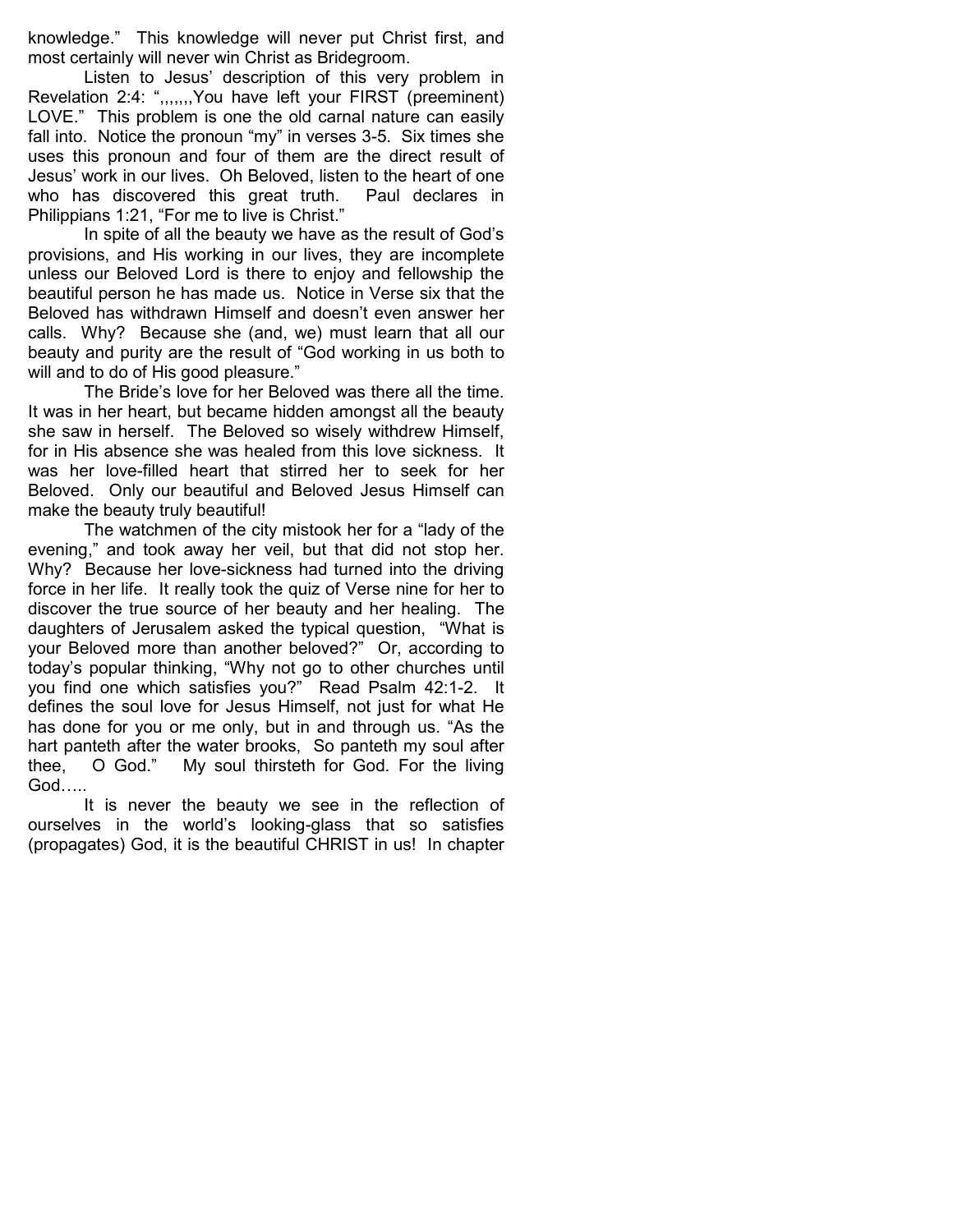knowledge." This knowledge will never put Christ first, and most certainly will never win Christ as Bridegroom.

Listen to Jesus' description of this very problem in Revelation 2:4: ",,,,,,,You have left your FIRST (preeminent) LOVE." This problem is one the old carnal nature can easily fall into. Notice the pronoun "my" in verses 3-5. Six times she uses this pronoun and four of them are the direct result of Jesus' work in our lives. Oh Beloved, listen to the heart of one who has discovered this great truth. Paul declares in Philippians 1:21, "For me to live is Christ."

In spite of all the beauty we have as the result of God's provisions, and His working in our lives, they are incomplete unless our Beloved Lord is there to enjoy and fellowship the beautiful person he has made us. Notice in Verse six that the Beloved has withdrawn Himself and doesn't even answer her calls. Why? Because she (and, we) must learn that all our beauty and purity are the result of "God working in us both to will and to do of His good pleasure."

The Bride's love for her Beloved was there all the time. It was in her heart, but became hidden amongst all the beauty she saw in herself. The Beloved so wisely withdrew Himself, for in His absence she was healed from this love sickness. It was her love-filled heart that stirred her to seek for her Beloved. Only our beautiful and Beloved Jesus Himself can make the beauty truly beautiful!

The watchmen of the city mistook her for a "lady of the evening," and took away her veil, but that did not stop her. Why? Because her love-sickness had turned into the driving force in her life. It really took the quiz of Verse nine for her to discover the true source of her beauty and her healing. The daughters of Jerusalem asked the typical question, "What is your Beloved more than another beloved?" Or, according to today's popular thinking, "Why not go to other churches until you find one which satisfies you?" Read Psalm 42:1-2. It defines the soul love for Jesus Himself, not just for what He has done for you or me only, but in and through us. "As the hart panteth after the water brooks, So panteth my soul after thee, O God." My soul thirsteth for God. For the living God…..

It is never the beauty we see in the reflection of ourselves in the world's looking-glass that so satisfies (propagates) God, it is the beautiful CHRIST in us! In chapter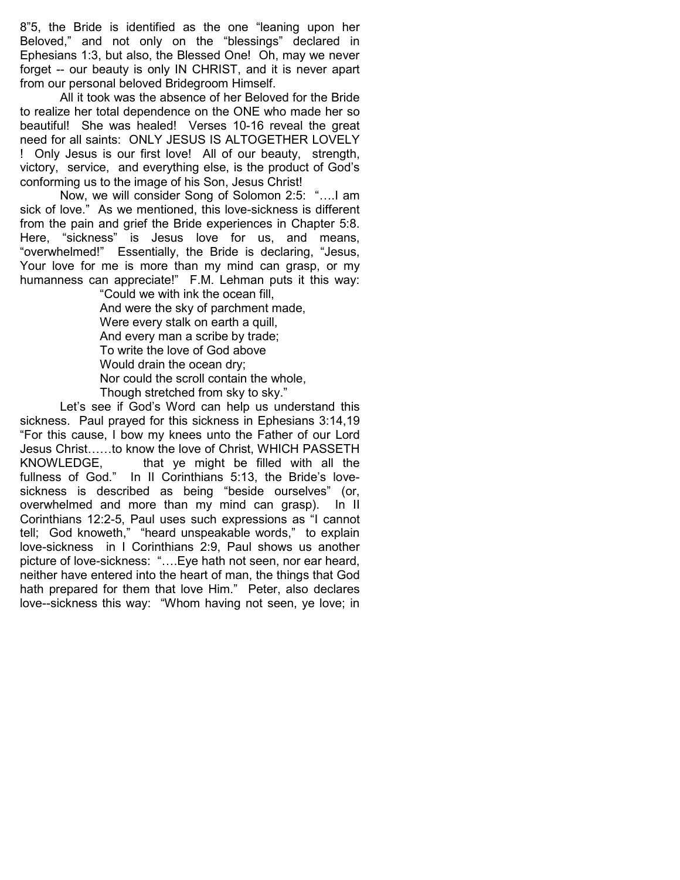8"5, the Bride is identified as the one "leaning upon her Beloved," and not only on the "blessings" declared in Ephesians 1:3, but also, the Blessed One! Oh, may we never forget -- our beauty is only IN CHRIST, and it is never apart from our personal beloved Bridegroom Himself.

All it took was the absence of her Beloved for the Bride to realize her total dependence on the ONE who made her so beautiful! She was healed! Verses 10-16 reveal the great need for all saints: ONLY JESUS IS ALTOGETHER LOVELY ! Only Jesus is our first love! All of our beauty, strength, victory, service, and everything else, is the product of God's conforming us to the image of his Son, Jesus Christ!

Now, we will consider Song of Solomon 2:5: "….I am sick of love." As we mentioned, this love-sickness is different from the pain and grief the Bride experiences in Chapter 5:8. Here, "sickness" is Jesus love for us, and means, "overwhelmed!" Essentially, the Bride is declaring, "Jesus, Your love for me is more than my mind can grasp, or my humanness can appreciate!" F.M. Lehman puts it this way:

> "Could we with ink the ocean fill,
> And were the sky of parchment made,
> Were every stalk on earth a quill,
> And every man a scribe by trade;
> To write the love of God above
> Would drain the ocean dry;
> Nor could the scroll contain the whole,
> Though stretched from sky to sky."

Let's see if God's Word can help us understand this sickness. Paul prayed for this sickness in Ephesians 3:14,19 "For this cause, I bow my knees unto the Father of our Lord Jesus Christ……to know the love of Christ, WHICH PASSETH KNOWLEDGE, that ye might be filled with all the fullness of God." In II Corinthians 5:13, the Bride's love-sickness is described as being "beside ourselves" (or, overwhelmed and more than my mind can grasp). In II Corinthians 12:2-5, Paul uses such expressions as "I cannot tell; God knoweth," "heard unspeakable words," to explain love-sickness in I Corinthians 2:9, Paul shows us another picture of love-sickness: "….Eye hath not seen, nor ear heard, neither have entered into the heart of man, the things that God hath prepared for them that love Him." Peter, also declares love--sickness this way: "Whom having not seen, ye love; in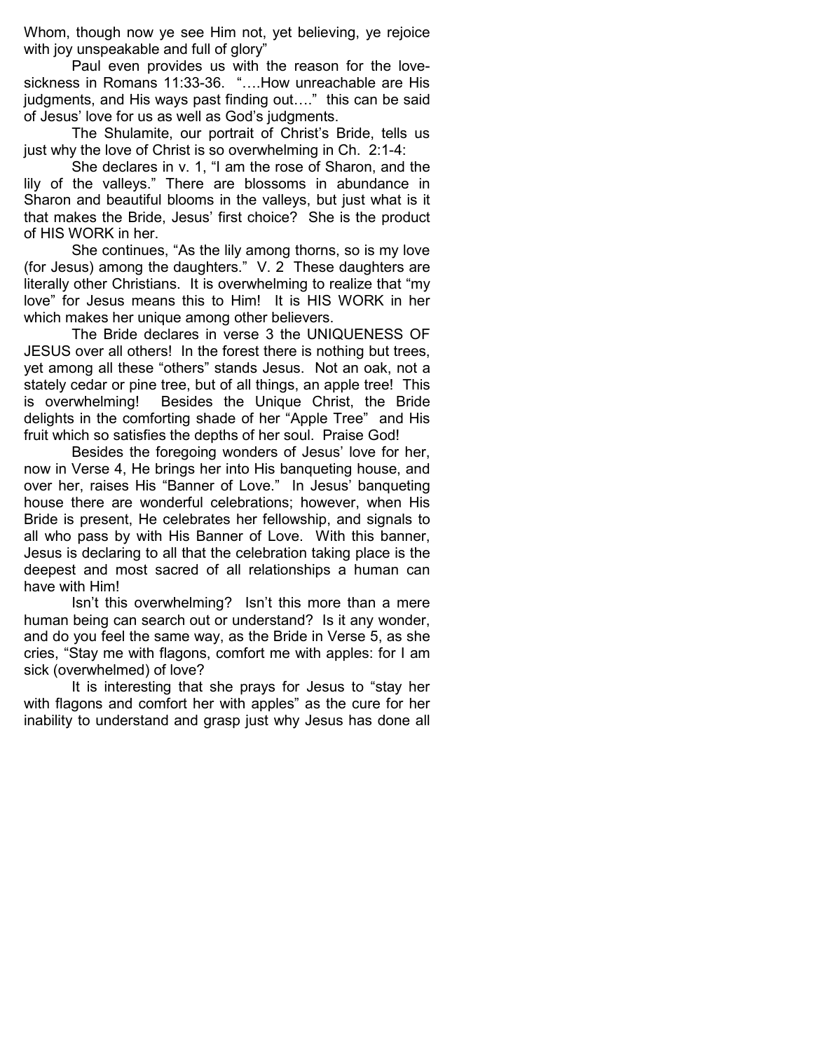Whom, though now ye see Him not, yet believing, ye rejoice with joy unspeakable and full of glory"

Paul even provides us with the reason for the love-sickness in Romans 11:33-36. "….How unreachable are His judgments, and His ways past finding out…." this can be said of Jesus' love for us as well as God's judgments.

The Shulamite, our portrait of Christ's Bride, tells us just why the love of Christ is so overwhelming in Ch. 2:1-4:

She declares in v. 1, "I am the rose of Sharon, and the lily of the valleys." There are blossoms in abundance in Sharon and beautiful blooms in the valleys, but just what is it that makes the Bride, Jesus' first choice? She is the product of HIS WORK in her.

She continues, "As the lily among thorns, so is my love (for Jesus) among the daughters." V. 2 These daughters are literally other Christians. It is overwhelming to realize that "my love" for Jesus means this to Him! It is HIS WORK in her which makes her unique among other believers.

The Bride declares in verse 3 the UNIQUENESS OF JESUS over all others! In the forest there is nothing but trees, yet among all these "others" stands Jesus. Not an oak, not a stately cedar or pine tree, but of all things, an apple tree! This is overwhelming! Besides the Unique Christ, the Bride delights in the comforting shade of her "Apple Tree" and His fruit which so satisfies the depths of her soul. Praise God!

Besides the foregoing wonders of Jesus' love for her, now in Verse 4, He brings her into His banqueting house, and over her, raises His "Banner of Love." In Jesus' banqueting house there are wonderful celebrations; however, when His Bride is present, He celebrates her fellowship, and signals to all who pass by with His Banner of Love. With this banner, Jesus is declaring to all that the celebration taking place is the deepest and most sacred of all relationships a human can have with Him!

Isn't this overwhelming? Isn't this more than a mere human being can search out or understand? Is it any wonder, and do you feel the same way, as the Bride in Verse 5, as she cries, "Stay me with flagons, comfort me with apples: for I am sick (overwhelmed) of love?

It is interesting that she prays for Jesus to "stay her with flagons and comfort her with apples" as the cure for her inability to understand and grasp just why Jesus has done all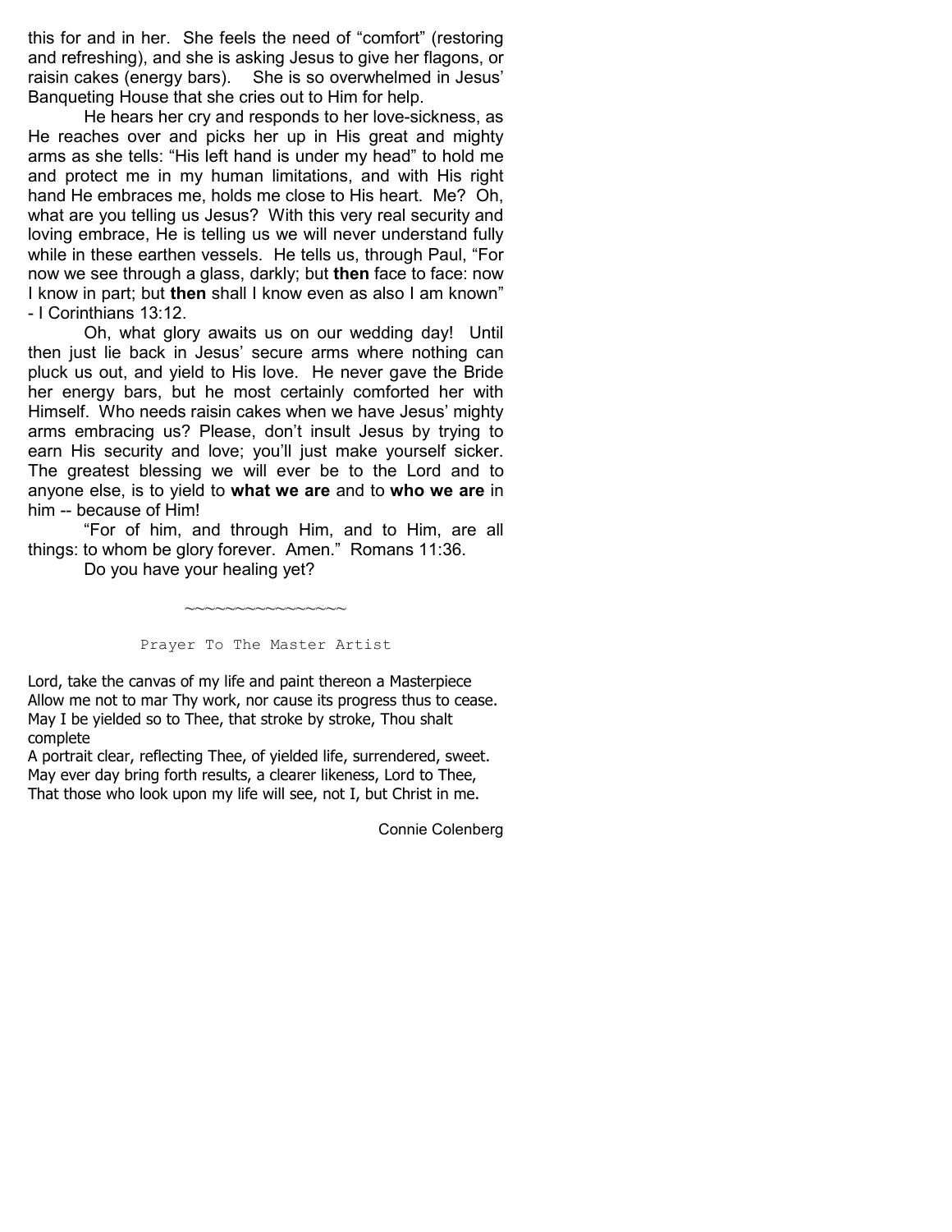this for and in her. She feels the need of "comfort" (restoring and refreshing), and she is asking Jesus to give her flagons, or raisin cakes (energy bars). She is so overwhelmed in Jesus' Banqueting House that she cries out to Him for help.

He hears her cry and responds to her love-sickness, as He reaches over and picks her up in His great and mighty arms as she tells: "His left hand is under my head" to hold me and protect me in my human limitations, and with His right hand He embraces me, holds me close to His heart. Me? Oh, what are you telling us Jesus? With this very real security and loving embrace, He is telling us we will never understand fully while in these earthen vessels. He tells us, through Paul, "For now we see through a glass, darkly; but **then** face to face: now I know in part; but **then** shall I know even as also I am known" - I Corinthians 13:12.

Oh, what glory awaits us on our wedding day! Until then just lie back in Jesus' secure arms where nothing can pluck us out, and yield to His love. He never gave the Bride her energy bars, but he most certainly comforted her with Himself. Who needs raisin cakes when we have Jesus' mighty arms embracing us? Please, don't insult Jesus by trying to earn His security and love; you'll just make yourself sicker. The greatest blessing we will ever be to the Lord and to anyone else, is to yield to **what we are** and to **who we are** in him -- because of Him!

"For of him, and through Him, and to Him, are all things: to whom be glory forever. Amen." Romans 11:36.

Do you have your healing yet?

~~~~~~~~~~~~~~~~

Prayer To The Master Artist

Lord, take the canvas of my life and paint thereon a Masterpiece
Allow me not to mar Thy work, nor cause its progress thus to cease.
May I be yielded so to Thee, that stroke by stroke, Thou shalt complete
A portrait clear, reflecting Thee, of yielded life, surrendered, sweet.
May ever day bring forth results, a clearer likeness, Lord to Thee,
That those who look upon my life will see, not I, but Christ in me.

Connie Colenberg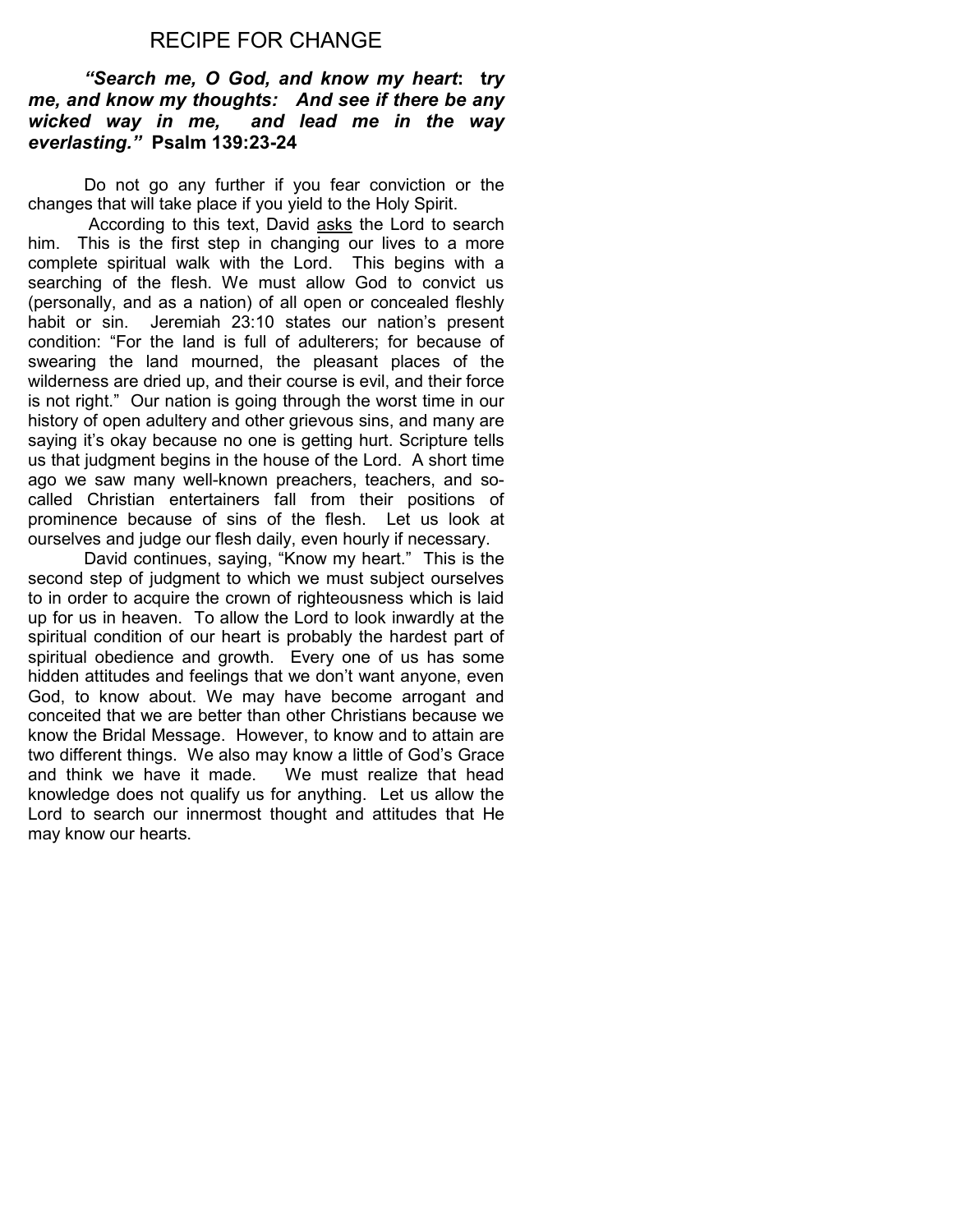# RECIPE FOR CHANGE

***"Search me, O God, and know my heart*: *try me, and know my thoughts: And see if there be any wicked way in me, and lead me in the way everlasting."* Psalm 139:23-24**

Do not go any further if you fear conviction or the changes that will take place if you yield to the Holy Spirit.

According to this text, David <u>asks</u> the Lord to search him. This is the first step in changing our lives to a more complete spiritual walk with the Lord. This begins with a searching of the flesh. We must allow God to convict us (personally, and as a nation) of all open or concealed fleshly habit or sin. Jeremiah 23:10 states our nation's present condition: "For the land is full of adulterers; for because of swearing the land mourned, the pleasant places of the wilderness are dried up, and their course is evil, and their force is not right." Our nation is going through the worst time in our history of open adultery and other grievous sins, and many are saying it's okay because no one is getting hurt. Scripture tells us that judgment begins in the house of the Lord. A short time ago we saw many well-known preachers, teachers, and so-called Christian entertainers fall from their positions of prominence because of sins of the flesh. Let us look at ourselves and judge our flesh daily, even hourly if necessary.

David continues, saying, "Know my heart." This is the second step of judgment to which we must subject ourselves to in order to acquire the crown of righteousness which is laid up for us in heaven. To allow the Lord to look inwardly at the spiritual condition of our heart is probably the hardest part of spiritual obedience and growth. Every one of us has some hidden attitudes and feelings that we don't want anyone, even God, to know about. We may have become arrogant and conceited that we are better than other Christians because we know the Bridal Message. However, to know and to attain are two different things. We also may know a little of God's Grace and think we have it made. We must realize that head knowledge does not qualify us for anything. Let us allow the Lord to search our innermost thought and attitudes that He may know our hearts.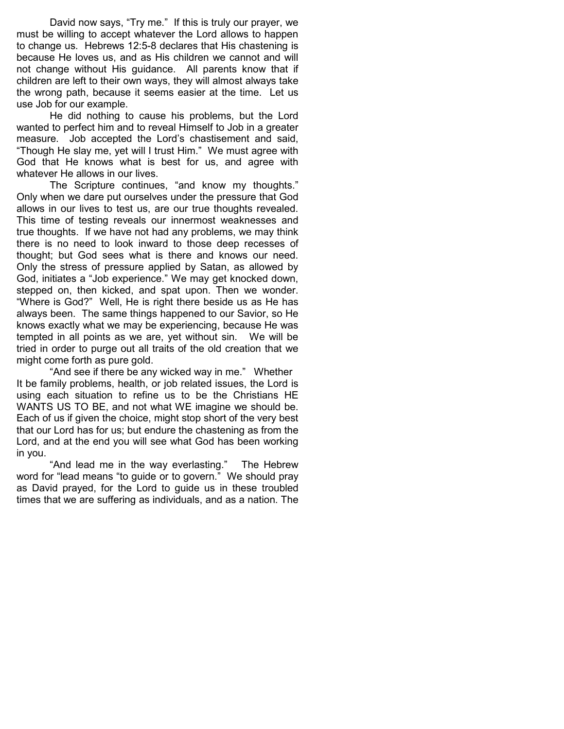David now says, "Try me." If this is truly our prayer, we must be willing to accept whatever the Lord allows to happen to change us. Hebrews 12:5-8 declares that His chastening is because He loves us, and as His children we cannot and will not change without His guidance. All parents know that if children are left to their own ways, they will almost always take the wrong path, because it seems easier at the time. Let us use Job for our example.

He did nothing to cause his problems, but the Lord wanted to perfect him and to reveal Himself to Job in a greater measure. Job accepted the Lord's chastisement and said, "Though He slay me, yet will I trust Him." We must agree with God that He knows what is best for us, and agree with whatever He allows in our lives.

The Scripture continues, "and know my thoughts." Only when we dare put ourselves under the pressure that God allows in our lives to test us, are our true thoughts revealed. This time of testing reveals our innermost weaknesses and true thoughts. If we have not had any problems, we may think there is no need to look inward to those deep recesses of thought; but God sees what is there and knows our need. Only the stress of pressure applied by Satan, as allowed by God, initiates a "Job experience." We may get knocked down, stepped on, then kicked, and spat upon. Then we wonder. "Where is God?" Well, He is right there beside us as He has always been. The same things happened to our Savior, so He knows exactly what we may be experiencing, because He was tempted in all points as we are, yet without sin. We will be tried in order to purge out all traits of the old creation that we might come forth as pure gold.

"And see if there be any wicked way in me." Whether It be family problems, health, or job related issues, the Lord is using each situation to refine us to be the Christians HE WANTS US TO BE, and not what WE imagine we should be. Each of us if given the choice, might stop short of the very best that our Lord has for us; but endure the chastening as from the Lord, and at the end you will see what God has been working in you.

"And lead me in the way everlasting." The Hebrew word for "lead means "to guide or to govern." We should pray as David prayed, for the Lord to guide us in these troubled times that we are suffering as individuals, and as a nation. The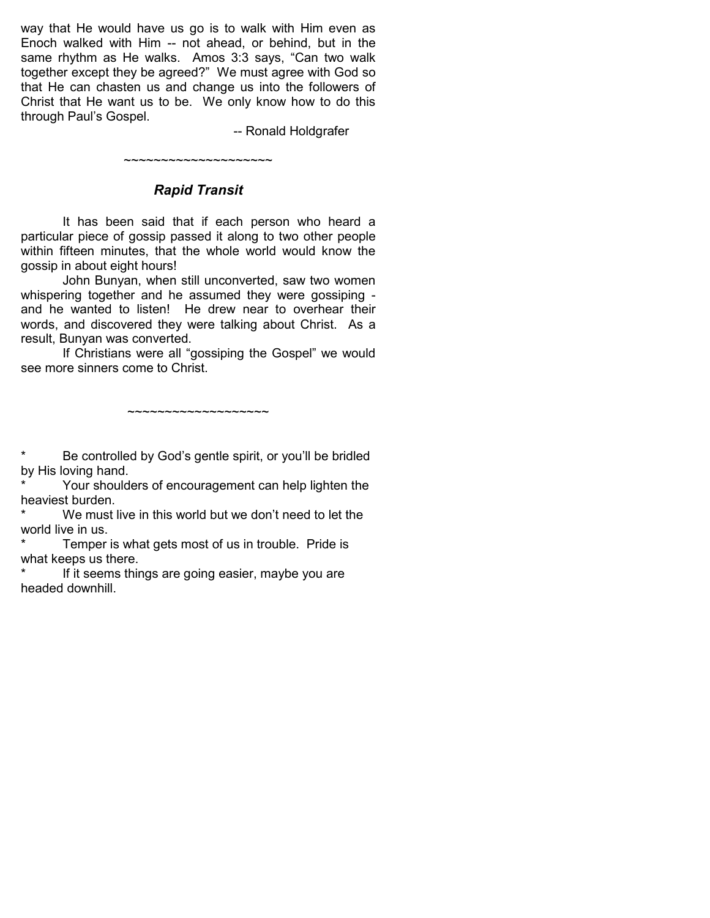way that He would have us go is to walk with Him even as Enoch walked with Him -- not ahead, or behind, but in the same rhythm as He walks. Amos 3:3 says, "Can two walk together except they be agreed?" We must agree with God so that He can chasten us and change us into the followers of Christ that He want us to be. We only know how to do this through Paul's Gospel.

-- Ronald Holdgrafer

~~~~~~~~~~~~~~~~~~~~

## *Rapid Transit*

It has been said that if each person who heard a particular piece of gossip passed it along to two other people within fifteen minutes, that the whole world would know the gossip in about eight hours!

John Bunyan, when still unconverted, saw two women whispering together and he assumed they were gossiping - and he wanted to listen! He drew near to overhear their words, and discovered they were talking about Christ. As a result, Bunyan was converted.

If Christians were all "gossiping the Gospel" we would see more sinners come to Christ.

~~~~~~~~~~~~~~~~~~~

- Be controlled by God's gentle spirit, or you'll be bridled by His loving hand.
- Your shoulders of encouragement can help lighten the heaviest burden.
- We must live in this world but we don't need to let the world live in us.
- Temper is what gets most of us in trouble. Pride is what keeps us there.
- If it seems things are going easier, maybe you are headed downhill.